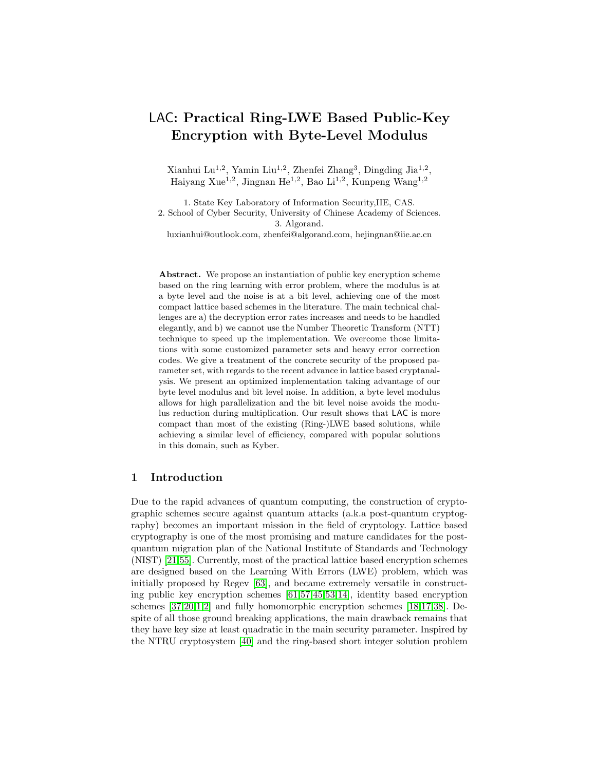# LAC: Practical Ring-LWE Based Public-Key Encryption with Byte-Level Modulus

Xianhui Lu[1,2], Yamin Liu[1,2], Zhenfei Zhang[3], Dingding Jia[1,2], Haiyang Xue[1,2], Jingnan He[1,2], Bao Li[1,2], Kunpeng Wang[1,2]

1. State Key Laboratory of Information Security,IIE, CAS.
2. School of Cyber Security, University of Chinese Academy of Sciences.
3. Algorand.

luxianhui@outlook.com, zhenfei@algorand.com, hejingnan@iie.ac.cn

**Abstract.** We propose an instantiation of public key encryption scheme based on the ring learning with error problem, where the modulus is at a byte level and the noise is at a bit level, achieving one of the most compact lattice based schemes in the literature. The main technical challenges are a) the decryption error rates increases and needs to be handled elegantly, and b) we cannot use the Number Theoretic Transform (NTT) technique to speed up the implementation. We overcome those limitations with some customized parameter sets and heavy error correction codes. We give a treatment of the concrete security of the proposed parameter set, with regards to the recent advance in lattice based cryptanalysis. We present an optimized implementation taking advantage of our byte level modulus and bit level noise. In addition, a byte level modulus allows for high parallelization and the bit level noise avoids the modulus reduction during multiplication. Our result shows that LAC is more compact than most of the existing (Ring-)LWE based solutions, while achieving a similar level of efficiency, compared with popular solutions in this domain, such as Kyber.

## 1 Introduction

Due to the rapid advances of quantum computing, the construction of cryptographic schemes secure against quantum attacks (a.k.a post-quantum cryptography) becomes an important mission in the field of cryptology. Lattice based cryptography is one of the most promising and mature candidates for the post-quantum migration plan of the National Institute of Standards and Technology (NIST) [21,55]. Currently, most of the practical lattice based encryption schemes are designed based on the Learning With Errors (LWE) problem, which was initially proposed by Regev [63], and became extremely versatile in constructing public key encryption schemes [61,57,45,53,14], identity based encryption schemes [37,20,1,2] and fully homomorphic encryption schemes [18,17,38]. Despite of all those ground breaking applications, the main drawback remains that they have key size at least quadratic in the main security parameter. Inspired by the NTRU cryptosystem [40] and the ring-based short integer solution problem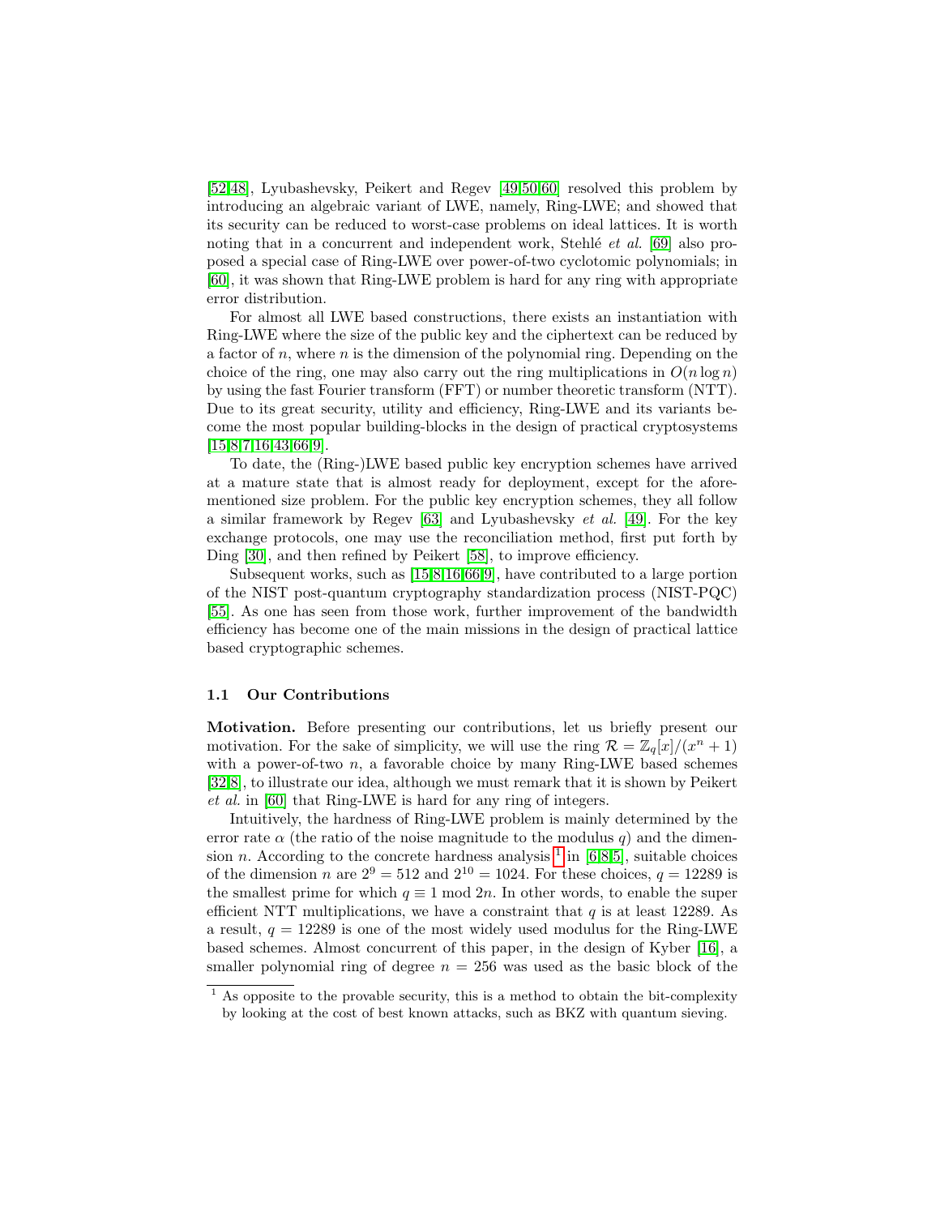[52,48], Lyubashevsky, Peikert and Regev [49,50,60] resolved this problem by introducing an algebraic variant of LWE, namely, Ring-LWE; and showed that its security can be reduced to worst-case problems on ideal lattices. It is worth noting that in a concurrent and independent work, Stehlé *et al.* [69] also proposed a special case of Ring-LWE over power-of-two cyclotomic polynomials; in [60], it was shown that Ring-LWE problem is hard for any ring with appropriate error distribution.

For almost all LWE based constructions, there exists an instantiation with Ring-LWE where the size of the public key and the ciphertext can be reduced by a factor of $n$, where $n$ is the dimension of the polynomial ring. Depending on the choice of the ring, one may also carry out the ring multiplications in $O(n \log n)$ by using the fast Fourier transform (FFT) or number theoretic transform (NTT). Due to its great security, utility and efficiency, Ring-LWE and its variants become the most popular building-blocks in the design of practical cryptosystems [15,8,7,16,43,66,9].

To date, the (Ring-)LWE based public key encryption schemes have arrived at a mature state that is almost ready for deployment, except for the aforementioned size problem. For the public key encryption schemes, they all follow a similar framework by Regev [63] and Lyubashevsky *et al.* [49]. For the key exchange protocols, one may use the reconciliation method, first put forth by Ding [30], and then refined by Peikert [58], to improve efficiency.

Subsequent works, such as [15,8,16,66,9], have contributed to a large portion of the NIST post-quantum cryptography standardization process (NIST-PQC) [55]. As one has seen from those work, further improvement of the bandwidth efficiency has become one of the main missions in the design of practical lattice based cryptographic schemes.

### 1.1 Our Contributions

**Motivation.** Before presenting our contributions, let us briefly present our motivation. For the sake of simplicity, we will use the ring $\mathcal{R} = \mathbb{Z}_q[x]/(x^n + 1)$ with a power-of-two $n$, a favorable choice by many Ring-LWE based schemes [32,8], to illustrate our idea, although we must remark that it is shown by Peikert *et al.* in [60] that Ring-LWE is hard for any ring of integers.

Intuitively, the hardness of Ring-LWE problem is mainly determined by the error rate $\alpha$ (the ratio of the noise magnitude to the modulus $q$) and the dimension $n$. According to the concrete hardness analysis [1] in [6,8,5], suitable choices of the dimension $n$ are $2^9 = 512$ and $2^{10} = 1024$. For these choices, $q = 12289$ is the smallest prime for which $q \equiv 1 \bmod 2n$. In other words, to enable the super efficient NTT multiplications, we have a constraint that $q$ is at least 12289. As a result, $q = 12289$ is one of the most widely used modulus for the Ring-LWE based schemes. Almost concurrent of this paper, in the design of Kyber [16], a smaller polynomial ring of degree $n = 256$ was used as the basic block of the

[1] As opposite to the provable security, this is a method to obtain the bit-complexity by looking at the cost of best known attacks, such as BKZ with quantum sieving.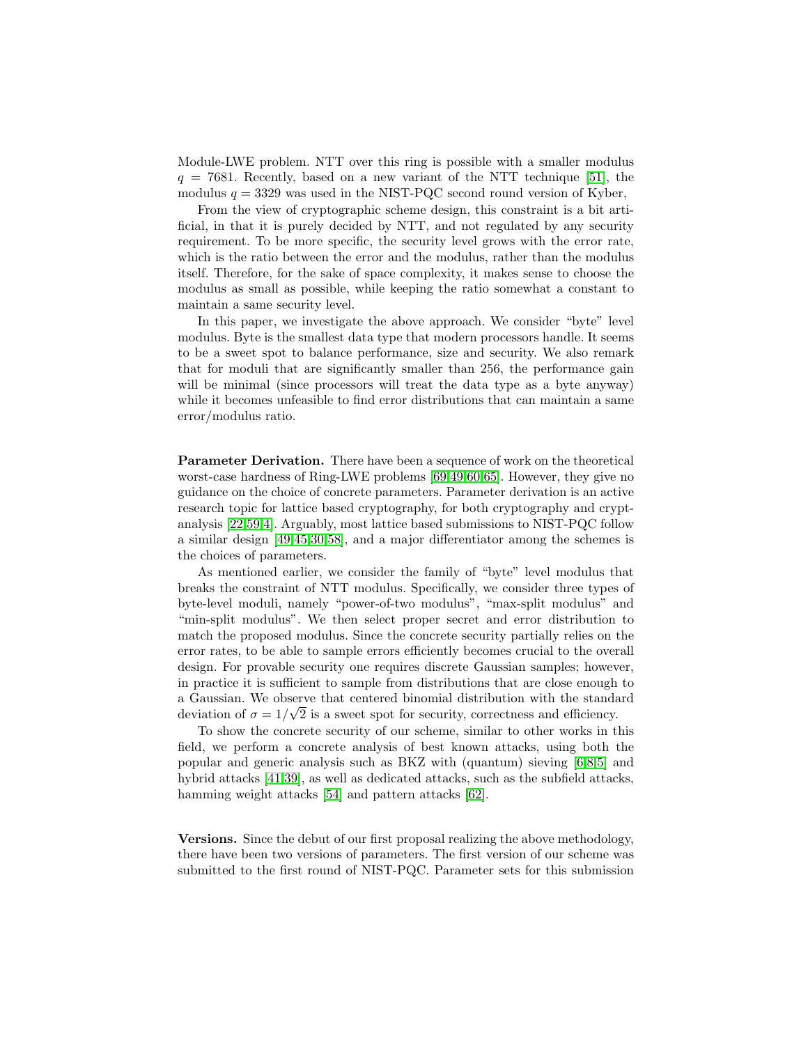Module-LWE problem. NTT over this ring is possible with a smaller modulus $q = 7681$. Recently, based on a new variant of the NTT technique [51], the modulus $q = 3329$ was used in the NIST-PQC second round version of Kyber,

From the view of cryptographic scheme design, this constraint is a bit artificial, in that it is purely decided by NTT, and not regulated by any security requirement. To be more specific, the security level grows with the error rate, which is the ratio between the error and the modulus, rather than the modulus itself. Therefore, for the sake of space complexity, it makes sense to choose the modulus as small as possible, while keeping the ratio somewhat a constant to maintain a same security level.

In this paper, we investigate the above approach. We consider "byte" level modulus. Byte is the smallest data type that modern processors handle. It seems to be a sweet spot to balance performance, size and security. We also remark that for moduli that are significantly smaller than 256, the performance gain will be minimal (since processors will treat the data type as a byte anyway) while it becomes unfeasible to find error distributions that can maintain a same error/modulus ratio.

**Parameter Derivation.** There have been a sequence of work on the theoretical worst-case hardness of Ring-LWE problems [69,49,60,65]. However, they give no guidance on the choice of concrete parameters. Parameter derivation is an active research topic for lattice based cryptography, for both cryptography and cryptanalysis [22,59,4]. Arguably, most lattice based submissions to NIST-PQC follow a similar design [49,45,30,58], and a major differentiator among the schemes is the choices of parameters.

As mentioned earlier, we consider the family of "byte" level modulus that breaks the constraint of NTT modulus. Specifically, we consider three types of byte-level moduli, namely "power-of-two modulus", "max-split modulus" and "min-split modulus". We then select proper secret and error distribution to match the proposed modulus. Since the concrete security partially relies on the error rates, to be able to sample errors efficiently becomes crucial to the overall design. For provable security one requires discrete Gaussian samples; however, in practice it is sufficient to sample from distributions that are close enough to a Gaussian. We observe that centered binomial distribution with the standard deviation of $\sigma = 1/\sqrt{2}$ is a sweet spot for security, correctness and efficiency.

To show the concrete security of our scheme, similar to other works in this field, we perform a concrete analysis of best known attacks, using both the popular and generic analysis such as BKZ with (quantum) sieving [6,8,5] and hybrid attacks [41,39], as well as dedicated attacks, such as the subfield attacks, hamming weight attacks [54] and pattern attacks [62].

**Versions.** Since the debut of our first proposal realizing the above methodology, there have been two versions of parameters. The first version of our scheme was submitted to the first round of NIST-PQC. Parameter sets for this submission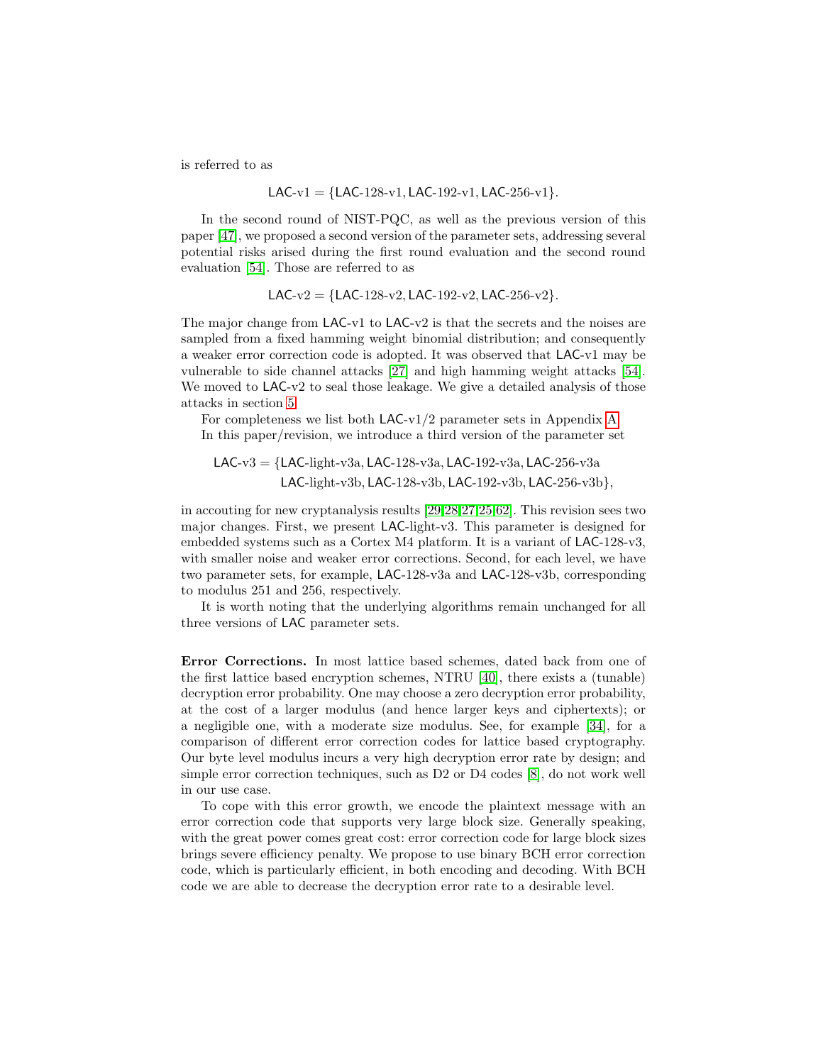is referred to as

$$\mathsf{LAC}\text{-v1} = \{\mathsf{LAC}\text{-}128\text{-v1}, \mathsf{LAC}\text{-}192\text{-v1}, \mathsf{LAC}\text{-}256\text{-v1}\}.$$

In the second round of NIST-PQC, as well as the previous version of this paper [47], we proposed a second version of the parameter sets, addressing several potential risks arised during the first round evaluation and the second round evaluation [54]. Those are referred to as

$$\mathsf{LAC}\text{-v2} = \{\mathsf{LAC}\text{-}128\text{-v2}, \mathsf{LAC}\text{-}192\text{-v2}, \mathsf{LAC}\text{-}256\text{-v2}\}.$$

The major change from LAC-v1 to LAC-v2 is that the secrets and the noises are sampled from a fixed hamming weight binomial distribution; and consequently a weaker error correction code is adopted. It was observed that LAC-v1 may be vulnerable to side channel attacks [27] and high hamming weight attacks [54]. We moved to LAC-v2 to seal those leakage. We give a detailed analysis of those attacks in section 5.

For completeness we list both LAC-v1/2 parameter sets in Appendix A.

In this paper/revision, we introduce a third version of the parameter set

$$\begin{aligned}\mathsf{LAC}\text{-v3} = \{&\mathsf{LAC}\text{-light-v3a}, \mathsf{LAC}\text{-}128\text{-v3a}, \mathsf{LAC}\text{-}192\text{-v3a}, \mathsf{LAC}\text{-}256\text{-v3a}\\ &\mathsf{LAC}\text{-light-v3b}, \mathsf{LAC}\text{-}128\text{-v3b}, \mathsf{LAC}\text{-}192\text{-v3b}, \mathsf{LAC}\text{-}256\text{-v3b}\},\end{aligned}$$

in accouting for new cryptanalysis results [29,28,27,25,62]. This revision sees two major changes. First, we present LAC-light-v3. This parameter is designed for embedded systems such as a Cortex M4 platform. It is a variant of LAC-128-v3, with smaller noise and weaker error corrections. Second, for each level, we have two parameter sets, for example, LAC-128-v3a and LAC-128-v3b, corresponding to modulus 251 and 256, respectively.

It is worth noting that the underlying algorithms remain unchanged for all three versions of LAC parameter sets.

**Error Corrections.** In most lattice based schemes, dated back from one of the first lattice based encryption schemes, NTRU [40], there exists a (tunable) decryption error probability. One may choose a zero decryption error probability, at the cost of a larger modulus (and hence larger keys and ciphertexts); or a negligible one, with a moderate size modulus. See, for example [34], for a comparison of different error correction codes for lattice based cryptography. Our byte level modulus incurs a very high decryption error rate by design; and simple error correction techniques, such as D2 or D4 codes [8], do not work well in our use case.

To cope with this error growth, we encode the plaintext message with an error correction code that supports very large block size. Generally speaking, with the great power comes great cost: error correction code for large block sizes brings severe efficiency penalty. We propose to use binary BCH error correction code, which is particularly efficient, in both encoding and decoding. With BCH code we are able to decrease the decryption error rate to a desirable level.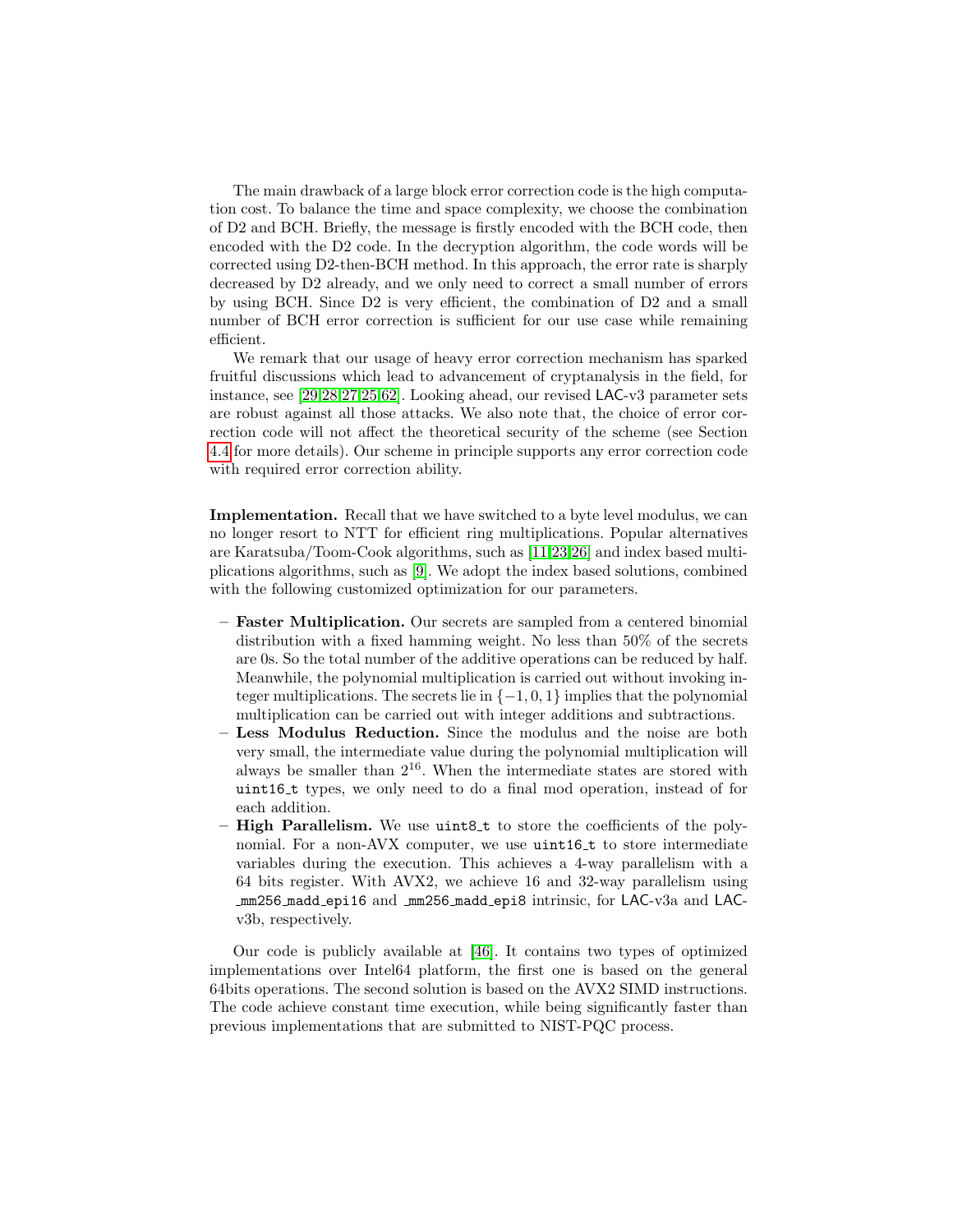The main drawback of a large block error correction code is the high computation cost. To balance the time and space complexity, we choose the combination of D2 and BCH. Briefly, the message is firstly encoded with the BCH code, then encoded with the D2 code. In the decryption algorithm, the code words will be corrected using D2-then-BCH method. In this approach, the error rate is sharply decreased by D2 already, and we only need to correct a small number of errors by using BCH. Since D2 is very efficient, the combination of D2 and a small number of BCH error correction is sufficient for our use case while remaining efficient.

We remark that our usage of heavy error correction mechanism has sparked fruitful discussions which lead to advancement of cryptanalysis in the field, for instance, see [29,28,27,25,62]. Looking ahead, our revised LAC-v3 parameter sets are robust against all those attacks. We also note that, the choice of error correction code will not affect the theoretical security of the scheme (see Section 4.4 for more details). Our scheme in principle supports any error correction code with required error correction ability.

**Implementation.** Recall that we have switched to a byte level modulus, we can no longer resort to NTT for efficient ring multiplications. Popular alternatives are Karatsuba/Toom-Cook algorithms, such as [11,23,26] and index based multiplications algorithms, such as [9]. We adopt the index based solutions, combined with the following customized optimization for our parameters.

- **Faster Multiplication.** Our secrets are sampled from a centered binomial distribution with a fixed hamming weight. No less than 50% of the secrets are 0s. So the total number of the additive operations can be reduced by half. Meanwhile, the polynomial multiplication is carried out without invoking integer multiplications. The secrets lie in $\{-1, 0, 1\}$ implies that the polynomial multiplication can be carried out with integer additions and subtractions.
- **Less Modulus Reduction.** Since the modulus and the noise are both very small, the intermediate value during the polynomial multiplication will always be smaller than $2^{16}$. When the intermediate states are stored with `uint16_t` types, we only need to do a final mod operation, instead of for each addition.
- **High Parallelism.** We use `uint8_t` to store the coefficients of the polynomial. For a non-AVX computer, we use `uint16_t` to store intermediate variables during the execution. This achieves a 4-way parallelism with a 64 bits register. With AVX2, we achieve 16 and 32-way parallelism using `_mm256_madd_epi16` and `_mm256_madd_epi8` intrinsic, for LAC-v3a and LAC-v3b, respectively.

Our code is publicly available at [46]. It contains two types of optimized implementations over Intel64 platform, the first one is based on the general 64bits operations. The second solution is based on the AVX2 SIMD instructions. The code achieve constant time execution, while being significantly faster than previous implementations that are submitted to NIST-PQC process.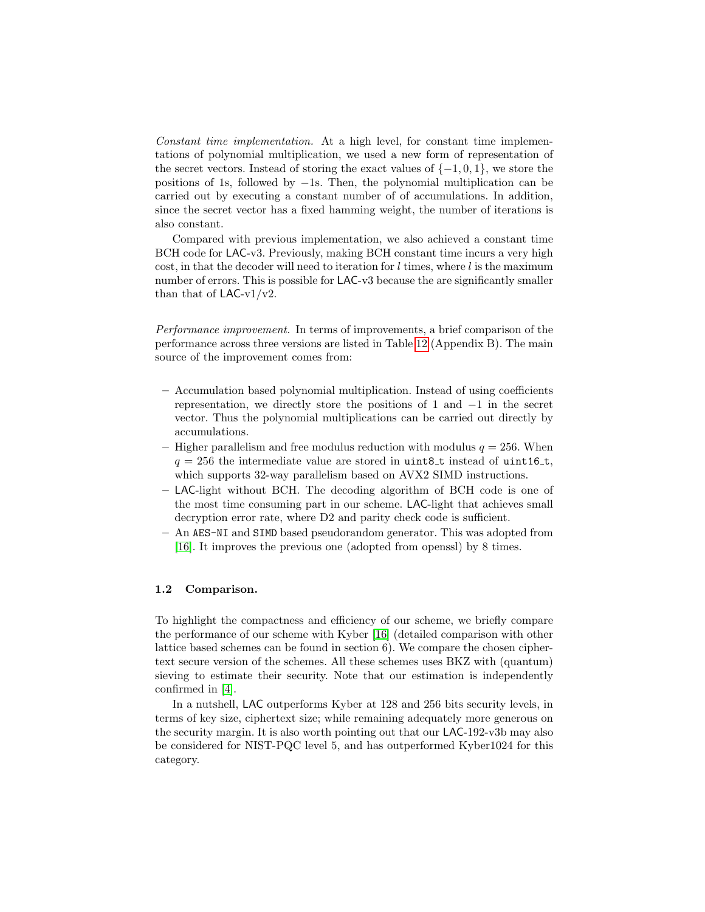*Constant time implementation.* At a high level, for constant time implementations of polynomial multiplication, we used a new form of representation of the secret vectors. Instead of storing the exact values of $\{-1, 0, 1\}$, we store the positions of 1s, followed by $-1$s. Then, the polynomial multiplication can be carried out by executing a constant number of of accumulations. In addition, since the secret vector has a fixed hamming weight, the number of iterations is also constant.

Compared with previous implementation, we also achieved a constant time BCH code for LAC-v3. Previously, making BCH constant time incurs a very high cost, in that the decoder will need to iteration for $l$ times, where $l$ is the maximum number of errors. This is possible for LAC-v3 because the are significantly smaller than that of LAC-v1/v2.

*Performance improvement.* In terms of improvements, a brief comparison of the performance across three versions are listed in Table 12 (Appendix B). The main source of the improvement comes from:

- Accumulation based polynomial multiplication. Instead of using coefficients representation, we directly store the positions of 1 and $-1$ in the secret vector. Thus the polynomial multiplications can be carried out directly by accumulations.
- Higher parallelism and free modulus reduction with modulus $q = 256$. When $q = 256$ the intermediate value are stored in `uint8_t` instead of `uint16_t`, which supports 32-way parallelism based on AVX2 SIMD instructions.
- LAC-light without BCH. The decoding algorithm of BCH code is one of the most time consuming part in our scheme. LAC-light that achieves small decryption error rate, where D2 and parity check code is sufficient.
- An `AES-NI` and `SIMD` based pseudorandom generator. This was adopted from [16]. It improves the previous one (adopted from openssl) by 8 times.

### 1.2 Comparison.

To highlight the compactness and efficiency of our scheme, we briefly compare the performance of our scheme with Kyber [16] (detailed comparison with other lattice based schemes can be found in section 6). We compare the chosen ciphertext secure version of the schemes. All these schemes uses BKZ with (quantum) sieving to estimate their security. Note that our estimation is independently confirmed in [4].

In a nutshell, LAC outperforms Kyber at 128 and 256 bits security levels, in terms of key size, ciphertext size; while remaining adequately more generous on the security margin. It is also worth pointing out that our LAC-192-v3b may also be considered for NIST-PQC level 5, and has outperformed Kyber1024 for this category.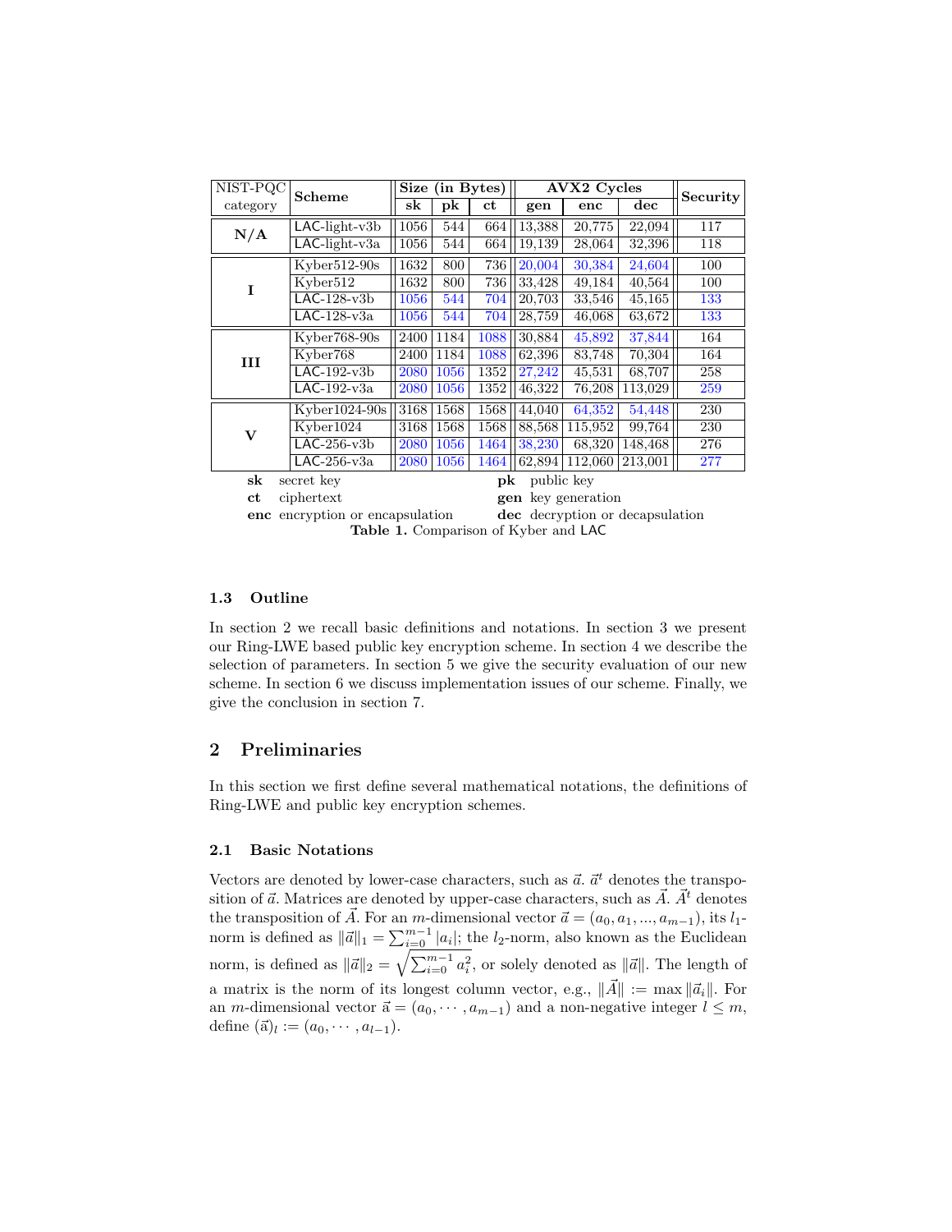| NIST-PQC category | Scheme | Size (in Bytes) | | | AVX2 Cycles | | | Security |
|---|---|---|---|---|---|---|---|---|
| | | **sk** | **pk** | **ct** | **gen** | **enc** | **dec** | |
| **N/A** | LAC-light-v3b | 1056 | 544 | 664 | 13,388 | 20,775 | 22,094 | 117 |
| | LAC-light-v3a | 1056 | 544 | 664 | 19,139 | 28,064 | 32,396 | 118 |
| **I** | Kyber512-90s | 1632 | 800 | 736 | 20,004 | 30,384 | 24,604 | 100 |
| | Kyber512 | 1632 | 800 | 736 | 33,428 | 49,184 | 40,564 | 100 |
| | LAC-128-v3b | 1056 | 544 | 704 | 20,703 | 33,546 | 45,165 | 133 |
| | LAC-128-v3a | 1056 | 544 | 704 | 28,759 | 46,068 | 63,672 | 133 |
| **III** | Kyber768-90s | 2400 | 1184 | 1088 | 30,884 | 45,892 | 37,844 | 164 |
| | Kyber768 | 2400 | 1184 | 1088 | 62,396 | 83,748 | 70,304 | 164 |
| | LAC-192-v3b | 2080 | 1056 | 1352 | 27,242 | 45,531 | 68,707 | 258 |
| | LAC-192-v3a | 2080 | 1056 | 1352 | 46,322 | 76,208 | 113,029 | 259 |
| **V** | Kyber1024-90s | 3168 | 1568 | 1568 | 44,040 | 64,352 | 54,448 | 230 |
| | Kyber1024 | 3168 | 1568 | 1568 | 88,568 | 115,952 | 99,764 | 230 |
| | LAC-256-v3b | 2080 | 1056 | 1464 | 38,230 | 68,320 | 148,468 | 276 |
| | LAC-256-v3a | 2080 | 1056 | 1464 | 62,894 | 112,060 | 213,001 | 277 |

**sk** secret key  **pk** public key
**ct** ciphertext  **gen** key generation
**enc** encryption or encapsulation  **dec** decryption or decapsulation

**Table 1.** Comparison of Kyber and LAC

### 1.3 Outline

In section 2 we recall basic definitions and notations. In section 3 we present our Ring-LWE based public key encryption scheme. In section 4 we describe the selection of parameters. In section 5 we give the security evaluation of our new scheme. In section 6 we discuss implementation issues of our scheme. Finally, we give the conclusion in section 7.

## 2 Preliminaries

In this section we first define several mathematical notations, the definitions of Ring-LWE and public key encryption schemes.

### 2.1 Basic Notations

Vectors are denoted by lower-case characters, such as $\vec{a}$. $\vec{a}^t$ denotes the transposition of $\vec{a}$. Matrices are denoted by upper-case characters, such as $\vec{A}$. $\vec{A}^t$ denotes the transposition of $\vec{A}$. For an $m$-dimensional vector $\vec{a} = (a_0, a_1, ..., a_{m-1})$, its $l_1$-norm is defined as $\|\vec{a}\|_1 = \sum_{i=0}^{m-1} |a_i|$; the $l_2$-norm, also known as the Euclidean norm, is defined as $\|\vec{a}\|_2 = \sqrt{\sum_{i=0}^{m-1} a_i^2}$, or solely denoted as $\|\vec{a}\|$. The length of a matrix is the norm of its longest column vector, e.g., $\|\vec{A}\| := \max \|\vec{a}_i\|$. For an $m$-dimensional vector $\vec{a} = (a_0, \cdots, a_{m-1})$ and a non-negative integer $l \leq m$, define $(\vec{a})_l := (a_0, \cdots, a_{l-1})$.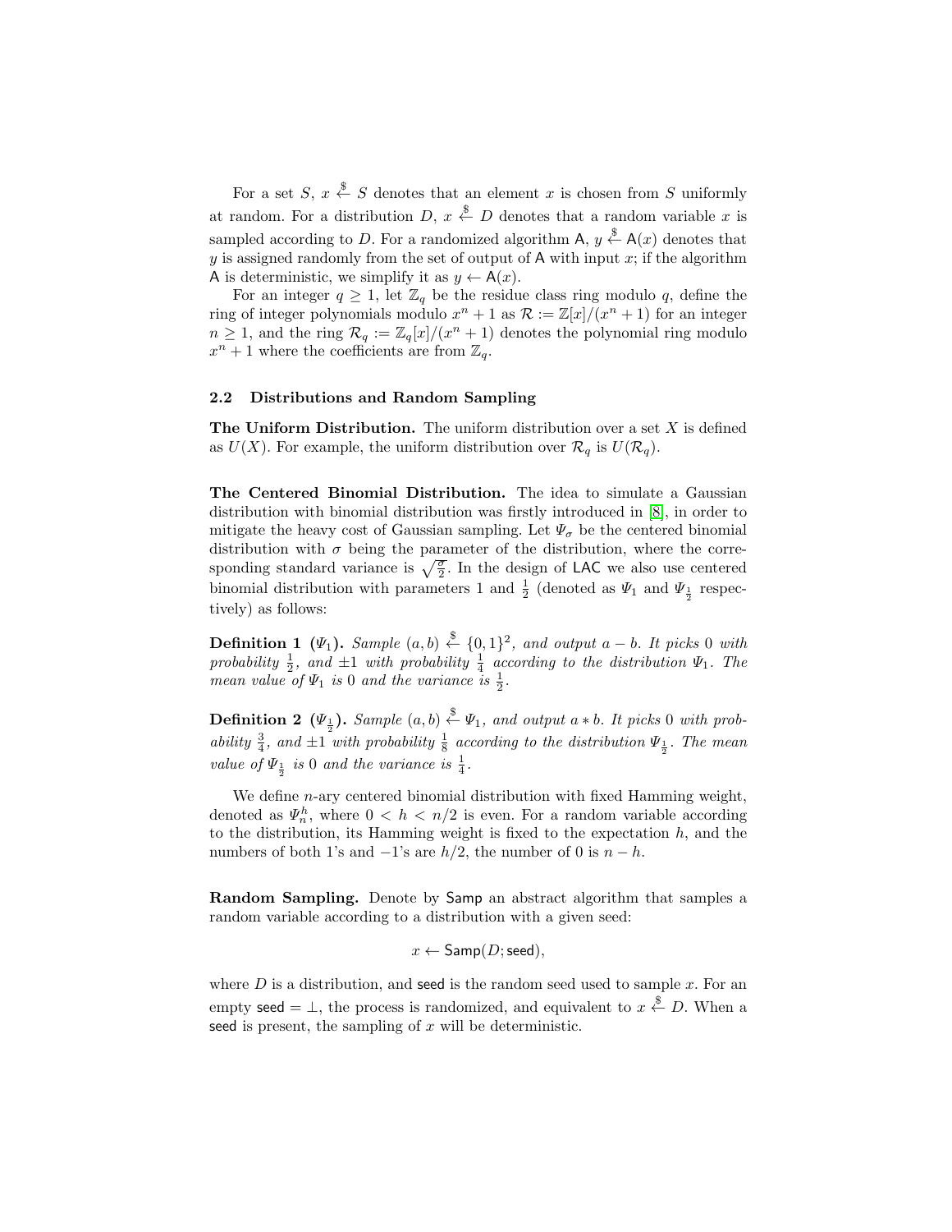For a set $S$, $x \xleftarrow{\$} S$ denotes that an element $x$ is chosen from $S$ uniformly at random. For a distribution $D$, $x \xleftarrow{\$} D$ denotes that a random variable $x$ is sampled according to $D$. For a randomized algorithm $\mathsf{A}$, $y \xleftarrow{\$} \mathsf{A}(x)$ denotes that $y$ is assigned randomly from the set of output of $\mathsf{A}$ with input $x$; if the algorithm $\mathsf{A}$ is deterministic, we simplify it as $y \leftarrow \mathsf{A}(x)$.

For an integer $q \geq 1$, let $\mathbb{Z}_q$ be the residue class ring modulo $q$, define the ring of integer polynomials modulo $x^n + 1$ as $\mathcal{R} := \mathbb{Z}[x]/(x^n + 1)$ for an integer $n \geq 1$, and the ring $\mathcal{R}_q := \mathbb{Z}_q[x]/(x^n + 1)$ denotes the polynomial ring modulo $x^n + 1$ where the coefficients are from $\mathbb{Z}_q$.

### 2.2 Distributions and Random Sampling

**The Uniform Distribution.** The uniform distribution over a set $X$ is defined as $U(X)$. For example, the uniform distribution over $\mathcal{R}_q$ is $U(\mathcal{R}_q)$.

**The Centered Binomial Distribution.** The idea to simulate a Gaussian distribution with binomial distribution was firstly introduced in [8], in order to mitigate the heavy cost of Gaussian sampling. Let $\Psi_\sigma$ be the centered binomial distribution with $\sigma$ being the parameter of the distribution, where the corresponding standard variance is $\sqrt{\frac{\sigma}{2}}$. In the design of $\mathsf{LAC}$ we also use centered binomial distribution with parameters 1 and $\frac{1}{2}$ (denoted as $\Psi_1$ and $\Psi_{\frac{1}{2}}$ respectively) as follows:

**Definition 1** **($\Psi_1$).** *Sample $(a, b) \xleftarrow{\$} \{0, 1\}^2$, and output $a - b$. It picks 0 with probability $\frac{1}{2}$, and $\pm 1$ with probability $\frac{1}{4}$ according to the distribution $\Psi_1$. The mean value of $\Psi_1$ is 0 and the variance is $\frac{1}{2}$.*

**Definition 2** **($\Psi_{\frac{1}{2}}$).** *Sample $(a, b) \xleftarrow{\$} \Psi_1$, and output $a * b$. It picks 0 with probability $\frac{3}{4}$, and $\pm 1$ with probability $\frac{1}{8}$ according to the distribution $\Psi_{\frac{1}{2}}$. The mean value of $\Psi_{\frac{1}{2}}$ is 0 and the variance is $\frac{1}{4}$.*

We define $n$-ary centered binomial distribution with fixed Hamming weight, denoted as $\Psi_n^h$, where $0 < h < n/2$ is even. For a random variable according to the distribution, its Hamming weight is fixed to the expectation $h$, and the numbers of both 1's and $-1$'s are $h/2$, the number of 0 is $n - h$.

**Random Sampling.** Denote by $\mathsf{Samp}$ an abstract algorithm that samples a random variable according to a distribution with a given seed:

$$x \leftarrow \mathsf{Samp}(D; \mathsf{seed}),$$

where $D$ is a distribution, and $\mathsf{seed}$ is the random seed used to sample $x$. For an empty $\mathsf{seed} = \perp$, the process is randomized, and equivalent to $x \xleftarrow{\$} D$. When a $\mathsf{seed}$ is present, the sampling of $x$ will be deterministic.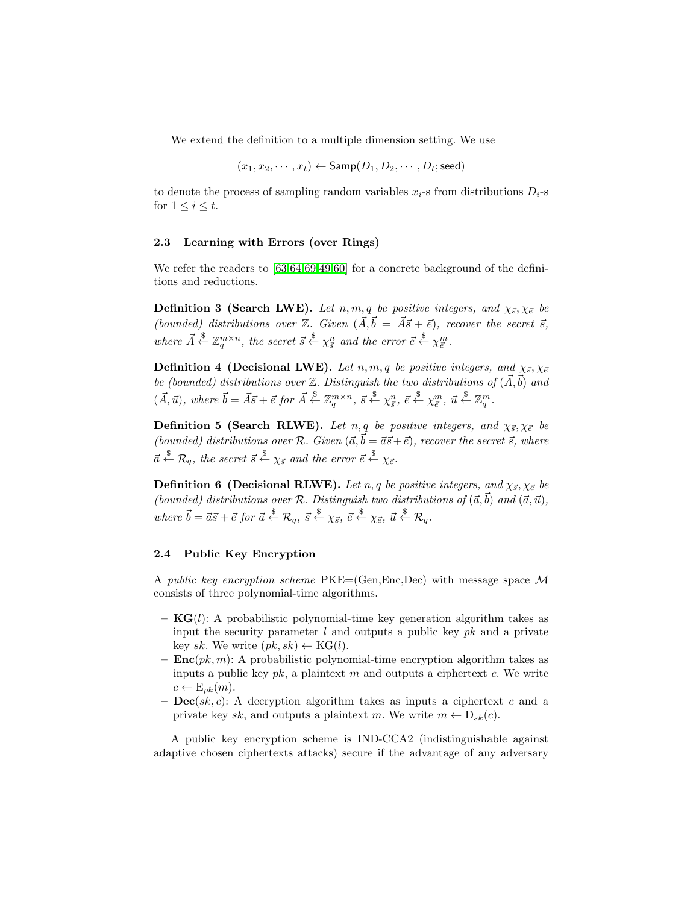We extend the definition to a multiple dimension setting. We use

$$(x_1, x_2, \cdots, x_t) \leftarrow \mathsf{Samp}(D_1, D_2, \cdots, D_t; \mathsf{seed})$$

to denote the process of sampling random variables $x_i$-s from distributions $D_i$-s for $1 \leq i \leq t$.

### 2.3 Learning with Errors (over Rings)

We refer the readers to [63,64,69,49,60] for a concrete background of the definitions and reductions.

**Definition 3 (Search LWE).** *Let $n, m, q$ be positive integers, and $\chi_{\vec{s}}, \chi_{\vec{e}}$ be (bounded) distributions over $\mathbb{Z}$. Given $(\vec{A}, \vec{b} = \vec{A}\vec{s} + \vec{e})$, recover the secret $\vec{s}$, where $\vec{A} \xleftarrow{\$} \mathbb{Z}_q^{m \times n}$, the secret $\vec{s} \xleftarrow{\$} \chi_{\vec{s}}^n$ and the error $\vec{e} \xleftarrow{\$} \chi_{\vec{e}}^m$.*

**Definition 4 (Decisional LWE).** *Let $n, m, q$ be positive integers, and $\chi_{\vec{s}}, \chi_{\vec{e}}$ be (bounded) distributions over $\mathbb{Z}$. Distinguish the two distributions of $(\vec{A}, \vec{b})$ and $(\vec{A}, \vec{u})$, where $\vec{b} = \vec{A}\vec{s} + \vec{e}$ for $\vec{A} \xleftarrow{\$} \mathbb{Z}_q^{m \times n}$, $\vec{s} \xleftarrow{\$} \chi_{\vec{s}}^n$, $\vec{e} \xleftarrow{\$} \chi_{\vec{e}}^m$, $\vec{u} \xleftarrow{\$} \mathbb{Z}_q^m$.*

**Definition 5 (Search RLWE).** *Let $n, q$ be positive integers, and $\chi_{\vec{s}}, \chi_{\vec{e}}$ be (bounded) distributions over $\mathcal{R}$. Given $(\vec{a}, \vec{b} = \vec{a}\vec{s} + \vec{e})$, recover the secret $\vec{s}$, where $\vec{a} \xleftarrow{\$} \mathcal{R}_q$, the secret $\vec{s} \xleftarrow{\$} \chi_{\vec{s}}$ and the error $\vec{e} \xleftarrow{\$} \chi_{\vec{e}}$.*

**Definition 6 (Decisional RLWE).** *Let $n, q$ be positive integers, and $\chi_{\vec{s}}, \chi_{\vec{e}}$ be (bounded) distributions over $\mathcal{R}$. Distinguish two distributions of $(\vec{a}, \vec{b})$ and $(\vec{a}, \vec{u})$, where $\vec{b} = \vec{a}\vec{s} + \vec{e}$ for $\vec{a} \xleftarrow{\$} \mathcal{R}_q$, $\vec{s} \xleftarrow{\$} \chi_{\vec{s}}$, $\vec{e} \xleftarrow{\$} \chi_{\vec{e}}$, $\vec{u} \xleftarrow{\$} \mathcal{R}_q$.*

### 2.4 Public Key Encryption

A *public key encryption scheme* PKE=(Gen,Enc,Dec) with message space $\mathcal{M}$ consists of three polynomial-time algorithms.

- **KG**$(l)$: A probabilistic polynomial-time key generation algorithm takes as input the security parameter $l$ and outputs a public key $pk$ and a private key $sk$. We write $(pk, sk) \leftarrow \mathrm{KG}(l)$.
- **Enc**$(pk, m)$: A probabilistic polynomial-time encryption algorithm takes as inputs a public key $pk$, a plaintext $m$ and outputs a ciphertext $c$. We write $c \leftarrow \mathrm{E}_{pk}(m)$.
- **Dec**$(sk, c)$: A decryption algorithm takes as inputs a ciphertext $c$ and a private key $sk$, and outputs a plaintext $m$. We write $m \leftarrow \mathrm{D}_{sk}(c)$.

A public key encryption scheme is IND-CCA2 (indistinguishable against adaptive chosen ciphertexts attacks) secure if the advantage of any adversary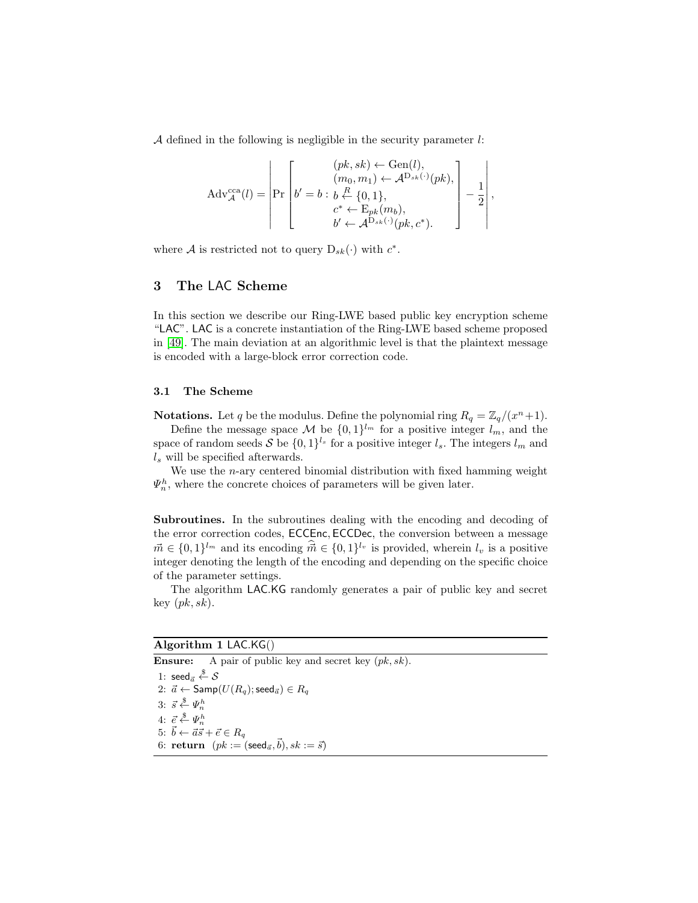$\mathcal{A}$ defined in the following is negligible in the security parameter $l$:

$$\mathrm{Adv}_{\mathcal{A}}^{\mathrm{cca}}(l) = \left| \Pr\left[ b' = b : \begin{array}{l} (pk, sk) \leftarrow \mathrm{Gen}(l), \\ (m_0, m_1) \leftarrow \mathcal{A}^{\mathrm{D}_{sk}(\cdot)}(pk), \\ b \xleftarrow{R} \{0,1\}, \\ c^* \leftarrow \mathrm{E}_{pk}(m_b), \\ b' \leftarrow \mathcal{A}^{\mathrm{D}_{sk}(\cdot)}(pk, c^*). \end{array} \right] - \frac{1}{2} \right|,$$

where $\mathcal{A}$ is restricted not to query $\mathrm{D}_{sk}(\cdot)$ with $c^*$.

## 3 The LAC Scheme

In this section we describe our Ring-LWE based public key encryption scheme "LAC". LAC is a concrete instantiation of the Ring-LWE based scheme proposed in [49]. The main deviation at an algorithmic level is that the plaintext message is encoded with a large-block error correction code.

### 3.1 The Scheme

**Notations.** Let $q$ be the modulus. Define the polynomial ring $R_q = \mathbb{Z}_q/(x^n+1)$.

Define the message space $\mathcal{M}$ be $\{0,1\}^{l_m}$ for a positive integer $l_m$, and the space of random seeds $\mathcal{S}$ be $\{0,1\}^{l_s}$ for a positive integer $l_s$. The integers $l_m$ and $l_s$ will be specified afterwards.

We use the $n$-ary centered binomial distribution with fixed hamming weight $\Psi_n^h$, where the concrete choices of parameters will be given later.

**Subroutines.** In the subroutines dealing with the encoding and decoding of the error correction codes, ECCEnc, ECCDec, the conversion between a message $\vec{m} \in \{0,1\}^{l_m}$ and its encoding $\widehat{\vec{m}} \in \{0,1\}^{l_v}$ is provided, wherein $l_v$ is a positive integer denoting the length of the encoding and depending on the specific choice of the parameter settings.

The algorithm LAC.KG randomly generates a pair of public key and secret key $(pk, sk)$.

**Algorithm 1** LAC.KG()

**Ensure:** A pair of public key and secret key $(pk, sk)$.

1: $\mathsf{seed}_{\vec{a}} \xleftarrow{\$} \mathcal{S}$
2: $\vec{a} \leftarrow \mathsf{Samp}(U(R_q); \mathsf{seed}_{\vec{a}}) \in R_q$
3: $\vec{s} \xleftarrow{\$} \Psi_n^h$
4: $\vec{e} \xleftarrow{\$} \Psi_n^h$
5: $\vec{b} \leftarrow \vec{a}\vec{s} + \vec{e} \in R_q$
6: **return** $(pk := (\mathsf{seed}_{\vec{a}}, \vec{b}), sk := \vec{s})$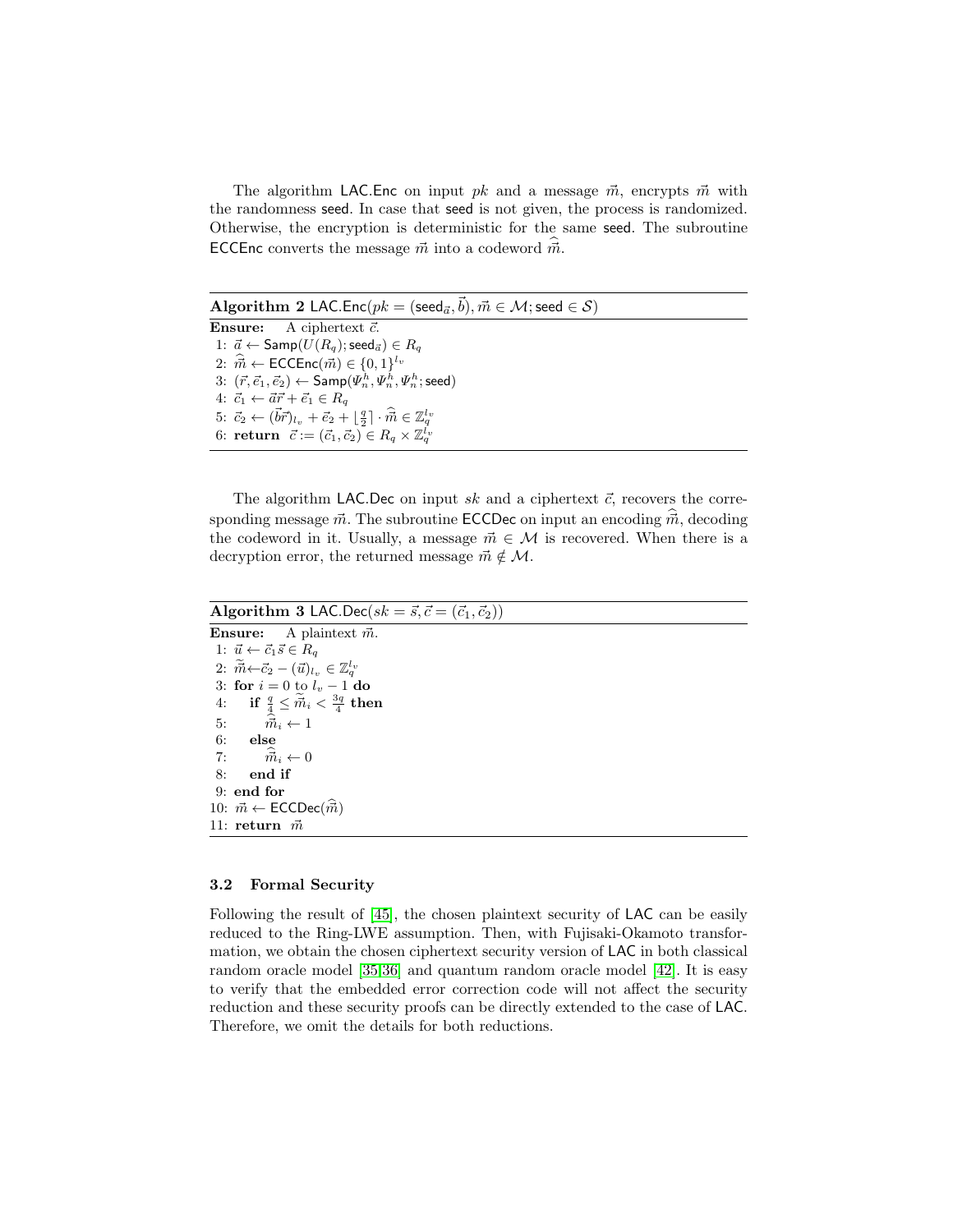The algorithm LAC.Enc on input $pk$ and a message $\vec{m}$, encrypts $\vec{m}$ with the randomness seed. In case that seed is not given, the process is randomized. Otherwise, the encryption is deterministic for the same seed. The subroutine ECCEnc converts the message $\vec{m}$ into a codeword $\widehat{\vec{m}}$.

---

**Algorithm 2** LAC.Enc($pk = (\mathsf{seed}_{\vec{a}}, \vec{b}), \vec{m} \in \mathcal{M}; \mathsf{seed} \in \mathcal{S}$)

---

**Ensure:** A ciphertext $\vec{c}$.

1: $\vec{a} \leftarrow \mathsf{Samp}(U(R_q); \mathsf{seed}_{\vec{a}}) \in R_q$
2: $\widehat{\vec{m}} \leftarrow \mathsf{ECCEnc}(\vec{m}) \in \{0,1\}^{l_v}$
3: $(\vec{r}, \vec{e}_1, \vec{e}_2) \leftarrow \mathsf{Samp}(\Psi_n^h, \Psi_n^h, \Psi_n^h; \mathsf{seed})$
4: $\vec{c}_1 \leftarrow \vec{a}\vec{r} + \vec{e}_1 \in R_q$
5: $\vec{c}_2 \leftarrow (\vec{b}\vec{r})_{l_v} + \vec{e}_2 + \lfloor \frac{q}{2} \rceil \cdot \widehat{\vec{m}} \in \mathbb{Z}_q^{l_v}$
6: **return** $\vec{c} := (\vec{c}_1, \vec{c}_2) \in R_q \times \mathbb{Z}_q^{l_v}$

---

The algorithm LAC.Dec on input $sk$ and a ciphertext $\vec{c}$, recovers the corresponding message $\vec{m}$. The subroutine ECCDec on input an encoding $\widehat{\vec{m}}$, decoding the codeword in it. Usually, a message $\vec{m} \in \mathcal{M}$ is recovered. When there is a decryption error, the returned message $\vec{m} \notin \mathcal{M}$.

---

**Algorithm 3** LAC.Dec($sk = \vec{s}, \vec{c} = (\vec{c}_1, \vec{c}_2)$)

---

**Ensure:** A plaintext $\vec{m}$.

1: $\vec{u} \leftarrow \vec{c}_1 \vec{s} \in R_q$
2: $\widetilde{\vec{m}} \leftarrow \vec{c}_2 - (\vec{u})_{l_v} \in \mathbb{Z}_q^{l_v}$
3: **for** $i = 0$ to $l_v - 1$ **do**
4: &nbsp;&nbsp;&nbsp;&nbsp;**if** $\frac{q}{4} \le \widetilde{\vec{m}}_i < \frac{3q}{4}$ **then**
5: &nbsp;&nbsp;&nbsp;&nbsp;&nbsp;&nbsp;&nbsp;&nbsp;$\widehat{\vec{m}}_i \leftarrow 1$
6: &nbsp;&nbsp;&nbsp;&nbsp;**else**
7: &nbsp;&nbsp;&nbsp;&nbsp;&nbsp;&nbsp;&nbsp;&nbsp;$\widehat{\vec{m}}_i \leftarrow 0$
8: &nbsp;&nbsp;&nbsp;&nbsp;**end if**
9: **end for**
10: $\vec{m} \leftarrow \mathsf{ECCDec}(\widehat{\vec{m}})$
11: **return** $\vec{m}$

---

### 3.2 Formal Security

Following the result of [45], the chosen plaintext security of LAC can be easily reduced to the Ring-LWE assumption. Then, with Fujisaki-Okamoto transformation, we obtain the chosen ciphertext security version of LAC in both classical random oracle model [35,36] and quantum random oracle model [42]. It is easy to verify that the embedded error correction code will not affect the security reduction and these security proofs can be directly extended to the case of LAC. Therefore, we omit the details for both reductions.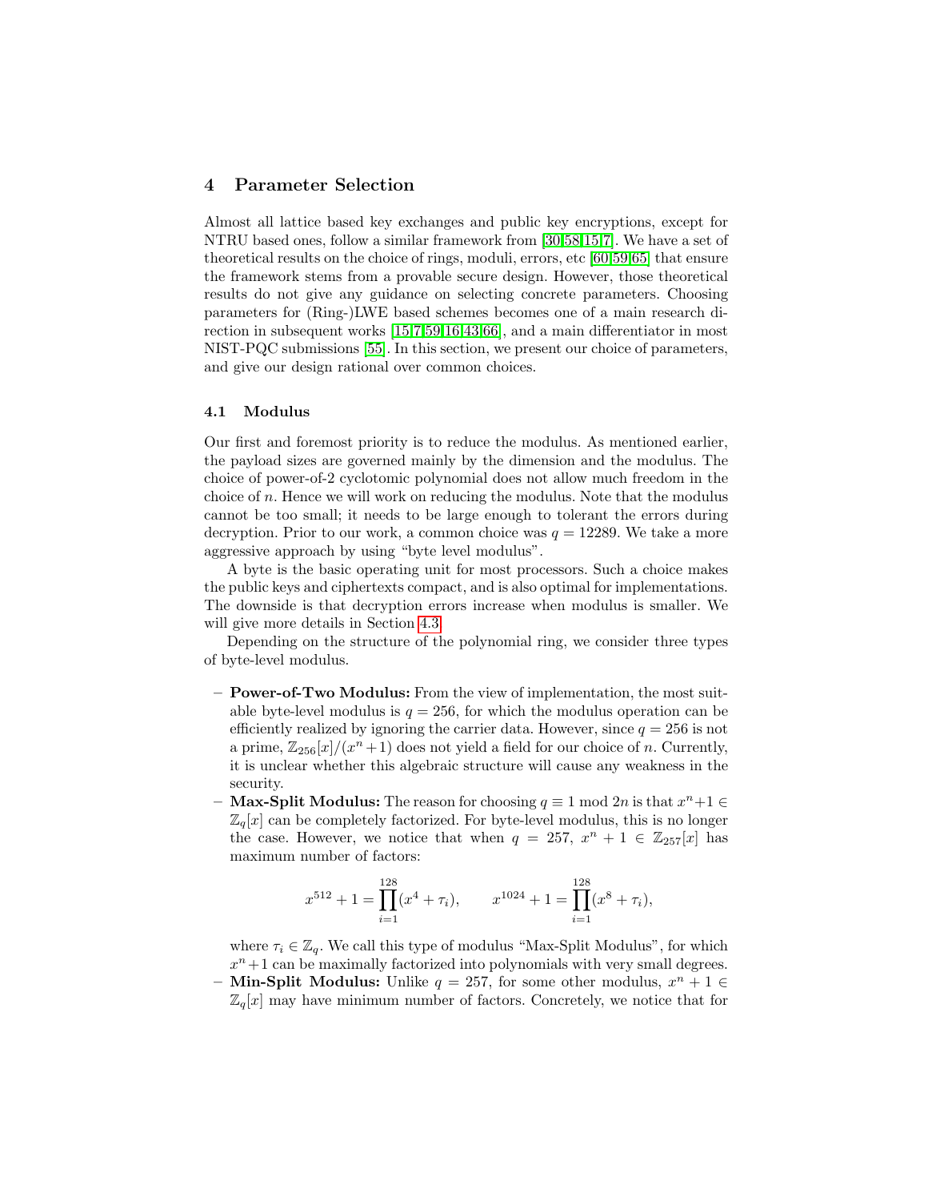## 4 Parameter Selection

Almost all lattice based key exchanges and public key encryptions, except for NTRU based ones, follow a similar framework from [30,58,15,7]. We have a set of theoretical results on the choice of rings, moduli, errors, etc [60,59,65] that ensure the framework stems from a provable secure design. However, those theoretical results do not give any guidance on selecting concrete parameters. Choosing parameters for (Ring-)LWE based schemes becomes one of a main research direction in subsequent works [15,7,59,16,43,66], and a main differentiator in most NIST-PQC submissions [55]. In this section, we present our choice of parameters, and give our design rational over common choices.

### 4.1 Modulus

Our first and foremost priority is to reduce the modulus. As mentioned earlier, the payload sizes are governed mainly by the dimension and the modulus. The choice of power-of-2 cyclotomic polynomial does not allow much freedom in the choice of $n$. Hence we will work on reducing the modulus. Note that the modulus cannot be too small; it needs to be large enough to tolerant the errors during decryption. Prior to our work, a common choice was $q = 12289$. We take a more aggressive approach by using "byte level modulus".

A byte is the basic operating unit for most processors. Such a choice makes the public keys and ciphertexts compact, and is also optimal for implementations. The downside is that decryption errors increase when modulus is smaller. We will give more details in Section 4.3.

Depending on the structure of the polynomial ring, we consider three types of byte-level modulus.

- **Power-of-Two Modulus:** From the view of implementation, the most suitable byte-level modulus is $q = 256$, for which the modulus operation can be efficiently realized by ignoring the carrier data. However, since $q = 256$ is not a prime, $\mathbb{Z}_{256}[x]/(x^n+1)$ does not yield a field for our choice of $n$. Currently, it is unclear whether this algebraic structure will cause any weakness in the security.
- **Max-Split Modulus:** The reason for choosing $q \equiv 1 \bmod 2n$ is that $x^n+1 \in \mathbb{Z}_q[x]$ can be completely factorized. For byte-level modulus, this is no longer the case. However, we notice that when $q = 257$, $x^n + 1 \in \mathbb{Z}_{257}[x]$ has maximum number of factors:

$$x^{512} + 1 = \prod_{i=1}^{128}(x^4 + \tau_i), \qquad x^{1024} + 1 = \prod_{i=1}^{128}(x^8 + \tau_i),$$

where $\tau_i \in \mathbb{Z}_q$. We call this type of modulus "Max-Split Modulus", for which $x^n+1$ can be maximally factorized into polynomials with very small degrees.
- **Min-Split Modulus:** Unlike $q = 257$, for some other modulus, $x^n + 1 \in \mathbb{Z}_q[x]$ may have minimum number of factors. Concretely, we notice that for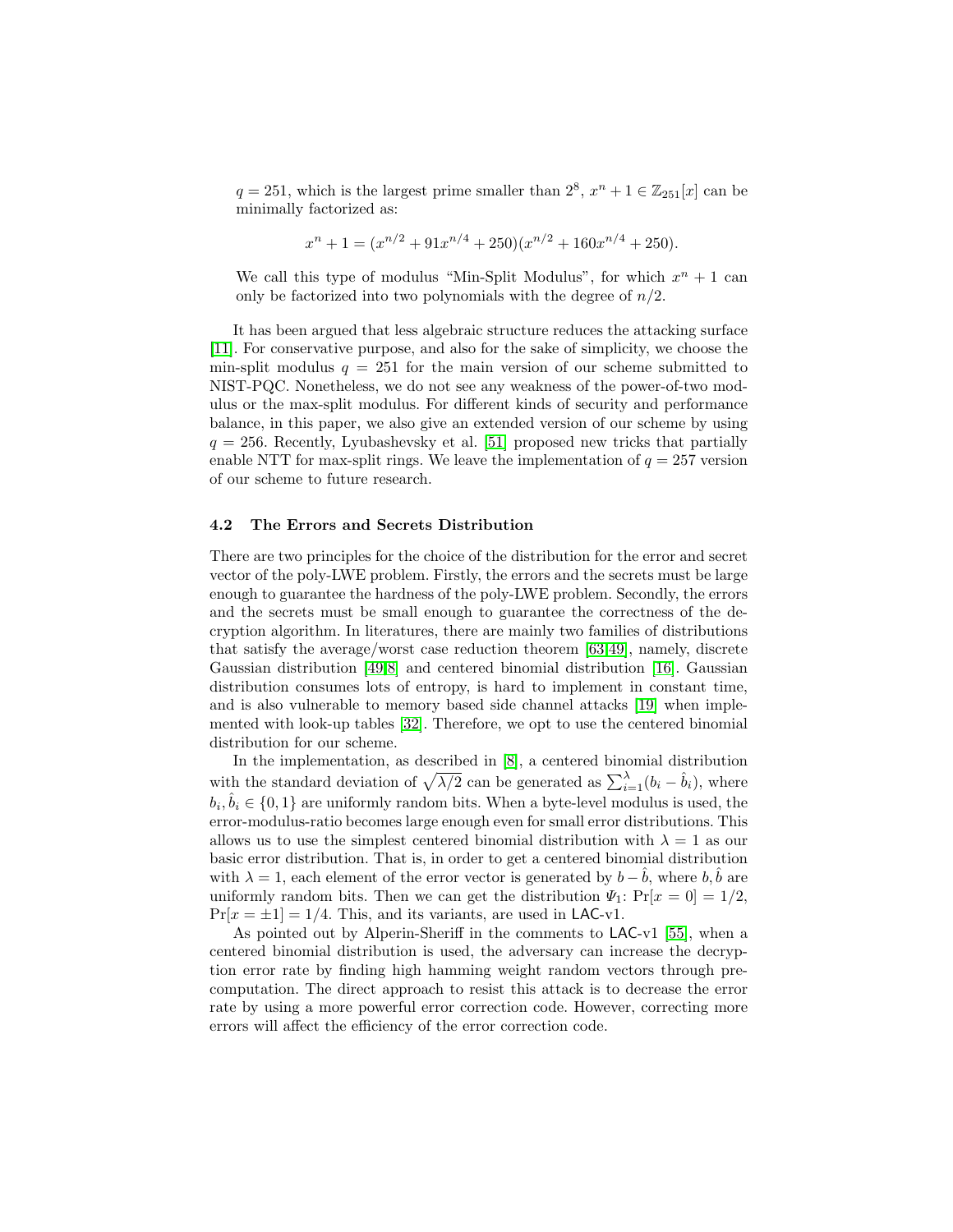$q = 251$, which is the largest prime smaller than $2^8$, $x^n + 1 \in \mathbb{Z}_{251}[x]$ can be minimally factorized as:

$$x^n + 1 = (x^{n/2} + 91x^{n/4} + 250)(x^{n/2} + 160x^{n/4} + 250).$$

We call this type of modulus "Min-Split Modulus", for which $x^n + 1$ can only be factorized into two polynomials with the degree of $n/2$.

It has been argued that less algebraic structure reduces the attacking surface [11]. For conservative purpose, and also for the sake of simplicity, we choose the min-split modulus $q = 251$ for the main version of our scheme submitted to NIST-PQC. Nonetheless, we do not see any weakness of the power-of-two modulus or the max-split modulus. For different kinds of security and performance balance, in this paper, we also give an extended version of our scheme by using $q = 256$. Recently, Lyubashevsky et al. [51] proposed new tricks that partially enable NTT for max-split rings. We leave the implementation of $q = 257$ version of our scheme to future research.

### 4.2 The Errors and Secrets Distribution

There are two principles for the choice of the distribution for the error and secret vector of the poly-LWE problem. Firstly, the errors and the secrets must be large enough to guarantee the hardness of the poly-LWE problem. Secondly, the errors and the secrets must be small enough to guarantee the correctness of the decryption algorithm. In literatures, there are mainly two families of distributions that satisfy the average/worst case reduction theorem [63,49], namely, discrete Gaussian distribution [49,8] and centered binomial distribution [16]. Gaussian distribution consumes lots of entropy, is hard to implement in constant time, and is also vulnerable to memory based side channel attacks [19] when implemented with look-up tables [32]. Therefore, we opt to use the centered binomial distribution for our scheme.

In the implementation, as described in [8], a centered binomial distribution with the standard deviation of $\sqrt{\lambda/2}$ can be generated as $\sum_{i=1}^{\lambda}(b_i - \hat{b}_i)$, where $b_i, \hat{b}_i \in \{0, 1\}$ are uniformly random bits. When a byte-level modulus is used, the error-modulus-ratio becomes large enough even for small error distributions. This allows us to use the simplest centered binomial distribution with $\lambda = 1$ as our basic error distribution. That is, in order to get a centered binomial distribution with $\lambda = 1$, each element of the error vector is generated by $b - \hat{b}$, where $b, \hat{b}$ are uniformly random bits. Then we can get the distribution $\Psi_1$: $\Pr[x = 0] = 1/2$, $\Pr[x = \pm 1] = 1/4$. This, and its variants, are used in LAC-v1.

As pointed out by Alperin-Sheriff in the comments to LAC-v1 [55], when a centered binomial distribution is used, the adversary can increase the decryption error rate by finding high hamming weight random vectors through precomputation. The direct approach to resist this attack is to decrease the error rate by using a more powerful error correction code. However, correcting more errors will affect the efficiency of the error correction code.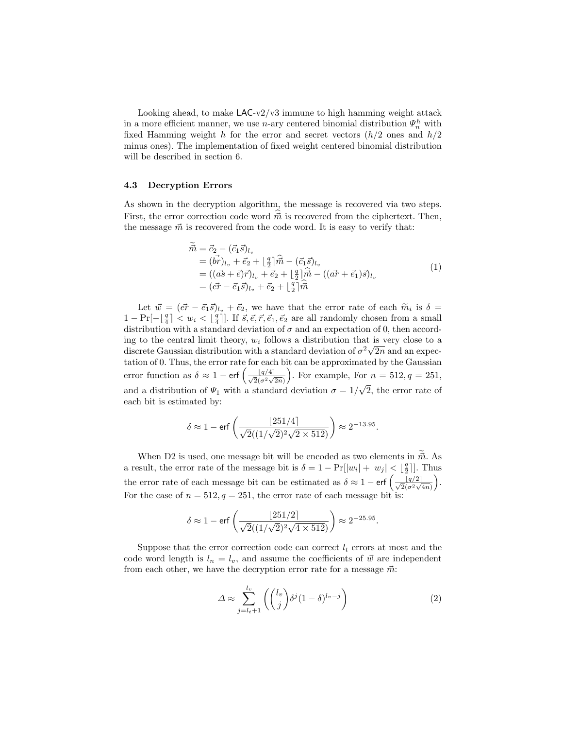Looking ahead, to make LAC-v2/v3 immune to high hamming weight attack in a more efficient manner, we use $n$-ary centered binomial distribution $\Psi_n^h$ with fixed Hamming weight $h$ for the error and secret vectors ($h/2$ ones and $h/2$ minus ones). The implementation of fixed weight centered binomial distribution will be described in section 6.

### 4.3 Decryption Errors

As shown in the decryption algorithm, the message is recovered via two steps. First, the error correction code word $\widehat{\vec{m}}$ is recovered from the ciphertext. Then, the message $\vec{m}$ is recovered from the code word. It is easy to verify that:

$$
\begin{aligned}
\widetilde{\vec{m}} &= \vec{c}_2 - (\vec{c}_1\vec{s})_{l_v} \\
&= (\vec{b}\vec{r})_{l_v} + \vec{e}_2 + \lfloor \tfrac{q}{2} \rceil \widehat{\vec{m}} - (\vec{c}_1\vec{s})_{l_v} \\
&= ((\vec{a}\vec{s} + \vec{e})\vec{r})_{l_v} + \vec{e}_2 + \lfloor \tfrac{q}{2} \rceil \widehat{\vec{m}} - ((\vec{a}\vec{r} + \vec{e}_1)\vec{s})_{l_v} \\
&= (\vec{e}\vec{r} - \vec{e}_1\vec{s})_{l_v} + \vec{e}_2 + \lfloor \tfrac{q}{2} \rceil \widehat{\vec{m}}
\end{aligned}
\tag{1}
$$

Let $\vec{w} = (\vec{e}\vec{r} - \vec{e}_1\vec{s})_{l_v} + \vec{e}_2$, we have that the error rate of each $\widetilde{m}_i$ is $\delta = 1 - \Pr[-\lfloor \frac{q}{4} \rceil < w_i < \lfloor \frac{q}{4} \rceil]$. If $\vec{s}, \vec{e}, \vec{r}, \vec{e}_1, \vec{e}_2$ are all randomly chosen from a small distribution with a standard deviation of $\sigma$ and an expectation of 0, then according to the central limit theory, $w_i$ follows a distribution that is very close to a discrete Gaussian distribution with a standard deviation of $\sigma^2\sqrt{2n}$ and an expectation of 0. Thus, the error rate for each bit can be approximated by the Gaussian error function as $\delta \approx 1 - \mathsf{erf}\left(\frac{\lfloor q/4 \rceil}{\sqrt{2}(\sigma^2\sqrt{2n})}\right)$. For example, For $n = 512, q = 251$, and a distribution of $\Psi_1$ with a standard deviation $\sigma = 1/\sqrt{2}$, the error rate of each bit is estimated by:

$$
\delta \approx 1 - \mathsf{erf}\left(\frac{\lfloor 251/4 \rceil}{\sqrt{2}((1/\sqrt{2})^2\sqrt{2 \times 512})}\right) \approx 2^{-13.95}.
$$

When D2 is used, one message bit will be encoded as two elements in $\widetilde{\vec{m}}$. As a result, the error rate of the message bit is $\delta = 1 - \Pr[|w_i| + |w_j| < \lfloor \frac{q}{2} \rceil]$. Thus the error rate of each message bit can be estimated as $\delta \approx 1 - \mathsf{erf}\left(\frac{\lfloor q/2 \rceil}{\sqrt{2}(\sigma^2\sqrt{4n})}\right)$. For the case of $n = 512, q = 251$, the error rate of each message bit is:

$$
\delta \approx 1 - \mathsf{erf}\left(\frac{\lfloor 251/2 \rceil}{\sqrt{2}((1/\sqrt{2})^2\sqrt{4 \times 512})}\right) \approx 2^{-25.95}.
$$

Suppose that the error correction code can correct $l_t$ errors at most and the code word length is $l_n = l_v$, and assume the coefficients of $\vec{w}$ are independent from each other, we have the decryption error rate for a message $\vec{m}$:

$$
\Delta \approx \sum_{j=l_t+1}^{l_v} \left( \binom{l_v}{j} \delta^j (1-\delta)^{l_v - j} \right)
\tag{2}
$$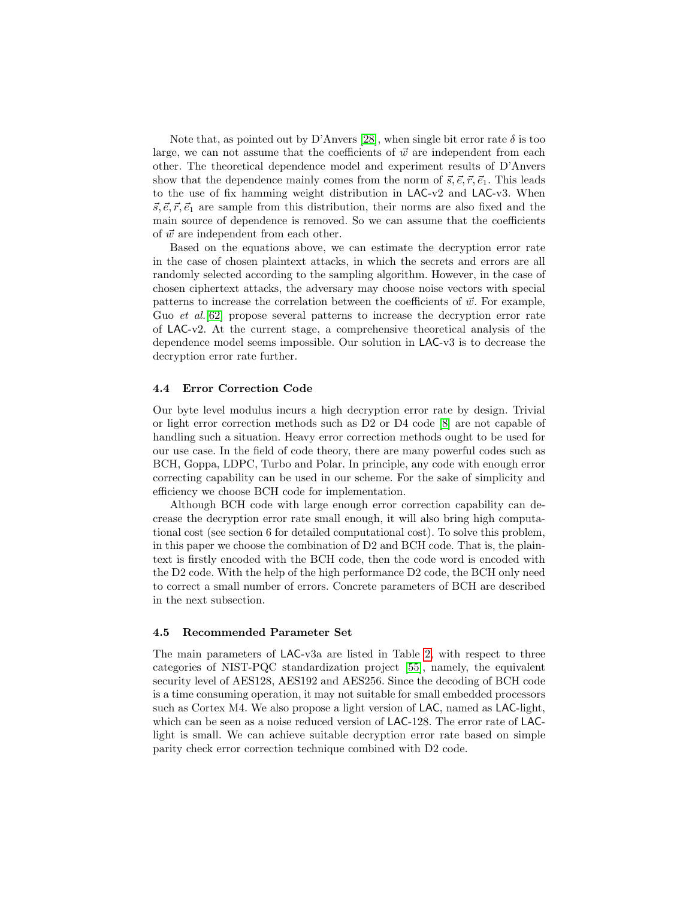Note that, as pointed out by D'Anvers [28], when single bit error rate $\delta$ is too large, we can not assume that the coefficients of $\vec{w}$ are independent from each other. The theoretical dependence model and experiment results of D'Anvers show that the dependence mainly comes from the norm of $\vec{s}, \vec{e}, \vec{r}, \vec{e}_1$. This leads to the use of fix hamming weight distribution in LAC-v2 and LAC-v3. When $\vec{s}, \vec{e}, \vec{r}, \vec{e}_1$ are sample from this distribution, their norms are also fixed and the main source of dependence is removed. So we can assume that the coefficients of $\vec{w}$ are independent from each other.

Based on the equations above, we can estimate the decryption error rate in the case of chosen plaintext attacks, in which the secrets and errors are all randomly selected according to the sampling algorithm. However, in the case of chosen ciphertext attacks, the adversary may choose noise vectors with special patterns to increase the correlation between the coefficients of $\vec{w}$. For example, Guo *et al.*[62] propose several patterns to increase the decryption error rate of LAC-v2. At the current stage, a comprehensive theoretical analysis of the dependence model seems impossible. Our solution in LAC-v3 is to decrease the decryption error rate further.

### 4.4 Error Correction Code

Our byte level modulus incurs a high decryption error rate by design. Trivial or light error correction methods such as D2 or D4 code [8] are not capable of handling such a situation. Heavy error correction methods ought to be used for our use case. In the field of code theory, there are many powerful codes such as BCH, Goppa, LDPC, Turbo and Polar. In principle, any code with enough error correcting capability can be used in our scheme. For the sake of simplicity and efficiency we choose BCH code for implementation.

Although BCH code with large enough error correction capability can decrease the decryption error rate small enough, it will also bring high computational cost (see section 6 for detailed computational cost). To solve this problem, in this paper we choose the combination of D2 and BCH code. That is, the plaintext is firstly encoded with the BCH code, then the code word is encoded with the D2 code. With the help of the high performance D2 code, the BCH only need to correct a small number of errors. Concrete parameters of BCH are described in the next subsection.

### 4.5 Recommended Parameter Set

The main parameters of LAC-v3a are listed in Table 2, with respect to three categories of NIST-PQC standardization project [55], namely, the equivalent security level of AES128, AES192 and AES256. Since the decoding of BCH code is a time consuming operation, it may not suitable for small embedded processors such as Cortex M4. We also propose a light version of LAC, named as LAC-light, which can be seen as a noise reduced version of LAC-128. The error rate of LAC-light is small. We can achieve suitable decryption error rate based on simple parity check error correction technique combined with D2 code.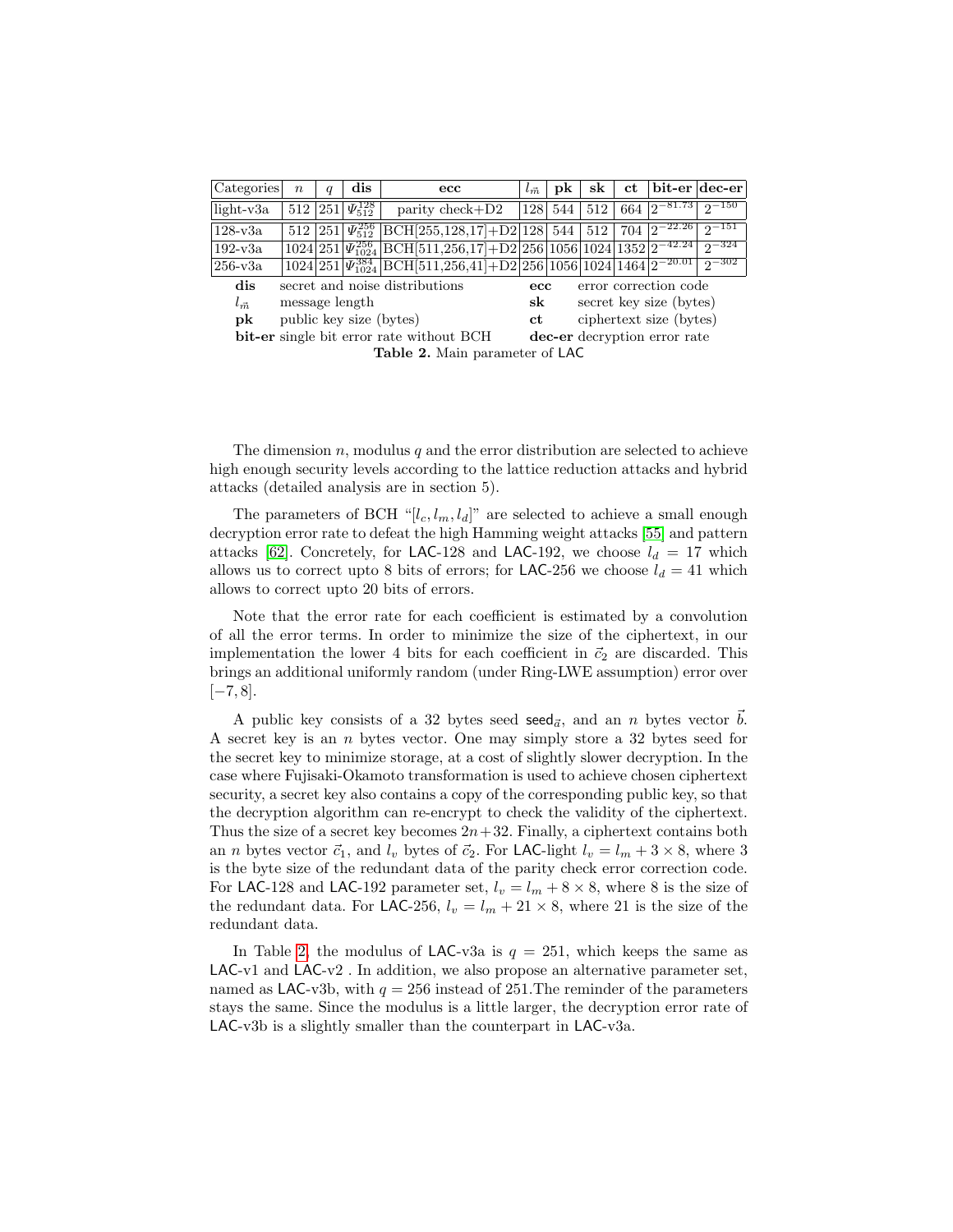| Categories | $n$ | $q$ | **dis** | **ecc** | $l_{\vec{m}}$ | **pk** | **sk** | **ct** | **bit-er** | **dec-er** |
|---|---|---|---|---|---|---|---|---|---|---|
| light-v3a | 512 | 251 | $\Psi_{512}^{128}$ | parity check+D2 | 128 | 544 | 512 | 664 | $2^{-81.73}$ | $2^{-150}$ |
| 128-v3a | 512 | 251 | $\Psi_{512}^{256}$ | BCH[255,128,17]+D2 | 128 | 544 | 512 | 704 | $2^{-22.26}$ | $2^{-151}$ |
| 192-v3a | 1024 | 251 | $\Psi_{1024}^{256}$ | BCH[511,256,17]+D2 | 256 | 1056 | 1024 | 1352 | $2^{-42.24}$ | $2^{-324}$ |
| 256-v3a | 1024 | 251 | $\Psi_{1024}^{384}$ | BCH[511,256,41]+D2 | 256 | 1056 | 1024 | 1464 | $2^{-20.01}$ | $2^{-302}$ |

| | | | |
|---|---|---|---|
| **dis** | secret and noise distributions | **ecc** | error correction code |
| $l_{\vec{m}}$ | message length | **sk** | secret key size (bytes) |
| **pk** | public key size (bytes) | **ct** | ciphertext size (bytes) |
| **bit-er** | single bit error rate without BCH | **dec-er** | decryption error rate |

**Table 2.** Main parameter of LAC

The dimension $n$, modulus $q$ and the error distribution are selected to achieve high enough security levels according to the lattice reduction attacks and hybrid attacks (detailed analysis are in section 5).

The parameters of BCH "$[l_c, l_m, l_d]$" are selected to achieve a small enough decryption error rate to defeat the high Hamming weight attacks [55] and pattern attacks [62]. Concretely, for LAC-128 and LAC-192, we choose $l_d = 17$ which allows us to correct upto 8 bits of errors; for LAC-256 we choose $l_d = 41$ which allows to correct upto 20 bits of errors.

Note that the error rate for each coefficient is estimated by a convolution of all the error terms. In order to minimize the size of the ciphertext, in our implementation the lower 4 bits for each coefficient in $\vec{c}_2$ are discarded. This brings an additional uniformly random (under Ring-LWE assumption) error over $[-7, 8]$.

A public key consists of a 32 bytes seed $\mathsf{seed}_{\vec{a}}$, and an $n$ bytes vector $\vec{b}$. A secret key is an $n$ bytes vector. One may simply store a 32 bytes seed for the secret key to minimize storage, at a cost of slightly slower decryption. In the case where Fujisaki-Okamoto transformation is used to achieve chosen ciphertext security, a secret key also contains a copy of the corresponding public key, so that the decryption algorithm can re-encrypt to check the validity of the ciphertext. Thus the size of a secret key becomes $2n+32$. Finally, a ciphertext contains both an $n$ bytes vector $\vec{c}_1$, and $l_v$ bytes of $\vec{c}_2$. For LAC-light $l_v = l_m + 3 \times 8$, where 3 is the byte size of the redundant data of the parity check error correction code. For LAC-128 and LAC-192 parameter set, $l_v = l_m + 8 \times 8$, where 8 is the size of the redundant data. For LAC-256, $l_v = l_m + 21 \times 8$, where 21 is the size of the redundant data.

In Table 2, the modulus of LAC-v3a is $q = 251$, which keeps the same as LAC-v1 and LAC-v2 . In addition, we also propose an alternative parameter set, named as LAC-v3b, with $q = 256$ instead of 251.The reminder of the parameters stays the same. Since the modulus is a little larger, the decryption error rate of LAC-v3b is a slightly smaller than the counterpart in LAC-v3a.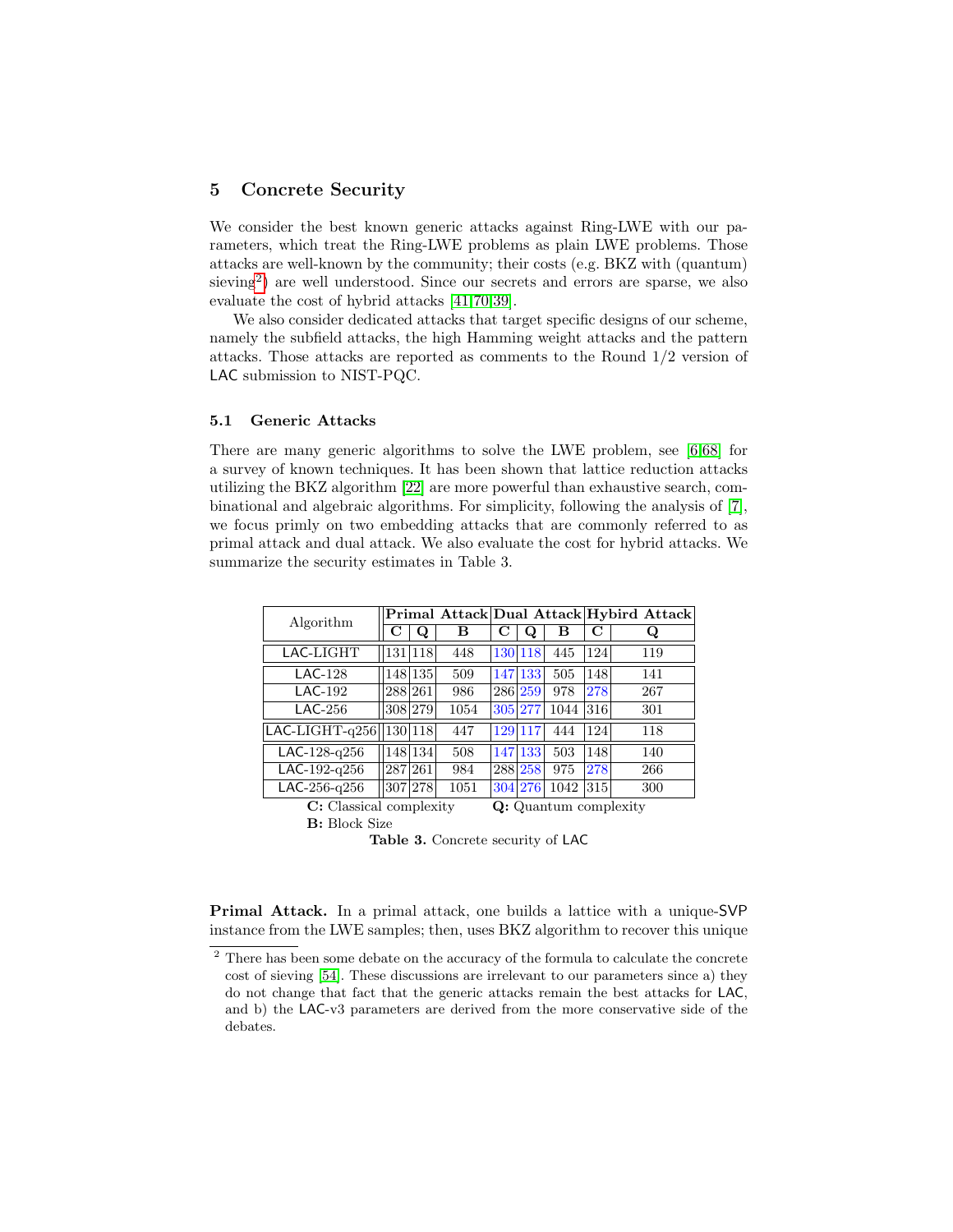## 5 Concrete Security

We consider the best known generic attacks against Ring-LWE with our parameters, which treat the Ring-LWE problems as plain LWE problems. Those attacks are well-known by the community; their costs (e.g. BKZ with (quantum) sieving[2]) are well understood. Since our secrets and errors are sparse, we also evaluate the cost of hybrid attacks [41,70,39].

We also consider dedicated attacks that target specific designs of our scheme, namely the subfield attacks, the high Hamming weight attacks and the pattern attacks. Those attacks are reported as comments to the Round 1/2 version of LAC submission to NIST-PQC.

### 5.1 Generic Attacks

There are many generic algorithms to solve the LWE problem, see [6,68] for a survey of known techniques. It has been shown that lattice reduction attacks utilizing the BKZ algorithm [22] are more powerful than exhaustive search, combinational and algebraic algorithms. For simplicity, following the analysis of [7], we focus primly on two embedding attacks that are commonly referred to as primal attack and dual attack. We also evaluate the cost for hybrid attacks. We summarize the security estimates in Table 3.

| Algorithm | Primal Attack | | | Dual Attack | | | Hybird Attack | |
|---|---|---|---|---|---|---|---|---|
| | **C** | **Q** | **B** | **C** | **Q** | **B** | **C** | **Q** |
| LAC-LIGHT | 131 | 118 | 448 | 130 | 118 | 445 | 124 | 119 |
| LAC-128 | 148 | 135 | 509 | 147 | 133 | 505 | 148 | 141 |
| LAC-192 | 288 | 261 | 986 | 286 | 259 | 978 | 278 | 267 |
| LAC-256 | 308 | 279 | 1054 | 305 | 277 | 1044 | 316 | 301 |
| LAC-LIGHT-q256 | 130 | 118 | 447 | 129 | 117 | 444 | 124 | 118 |
| LAC-128-q256 | 148 | 134 | 508 | 147 | 133 | 503 | 148 | 140 |
| LAC-192-q256 | 287 | 261 | 984 | 288 | 258 | 975 | 278 | 266 |
| LAC-256-q256 | 307 | 278 | 1051 | 304 | 276 | 1042 | 315 | 300 |

**C:** Classical complexity  **Q:** Quantum complexity
**B:** Block Size

**Table 3.** Concrete security of LAC

**Primal Attack.** In a primal attack, one builds a lattice with a unique-SVP instance from the LWE samples; then, uses BKZ algorithm to recover this unique

[2] There has been some debate on the accuracy of the formula to calculate the concrete cost of sieving [54]. These discussions are irrelevant to our parameters since a) they do not change that fact that the generic attacks remain the best attacks for LAC, and b) the LAC-v3 parameters are derived from the more conservative side of the debates.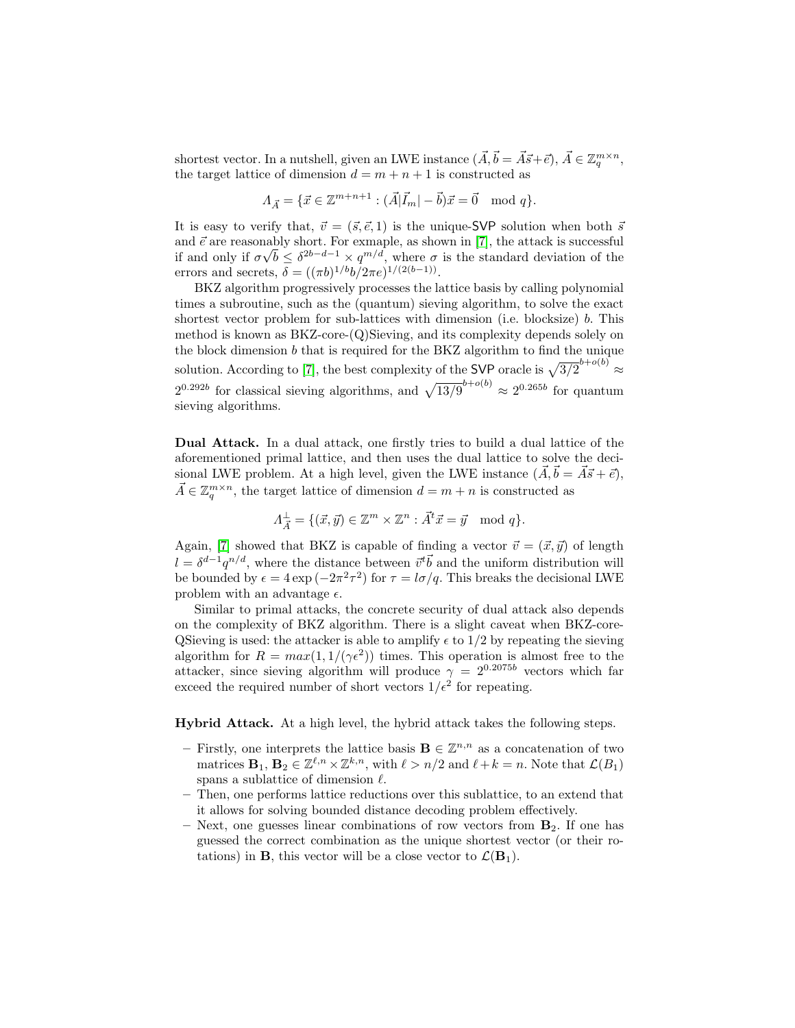shortest vector. In a nutshell, given an LWE instance $(\vec{A}, \vec{b} = \vec{A}\vec{s} + \vec{e})$, $\vec{A} \in \mathbb{Z}_q^{m \times n}$, the target lattice of dimension $d = m + n + 1$ is constructed as

$$\Lambda_{\vec{A}} = \{\vec{x} \in \mathbb{Z}^{m+n+1} : (\vec{A}|\vec{I}_m| - \vec{b})\vec{x} = \vec{0} \mod q\}.$$

It is easy to verify that, $\vec{v} = (\vec{s}, \vec{e}, 1)$ is the unique-SVP solution when both $\vec{s}$ and $\vec{e}$ are reasonably short. For exmaple, as shown in [7], the attack is successful if and only if $\sigma\sqrt{b} \leq \delta^{2b-d-1} \times q^{m/d}$, where $\sigma$ is the standard deviation of the errors and secrets, $\delta = ((\pi b)^{1/b} b / 2\pi e)^{1/(2(b-1))}$.

BKZ algorithm progressively processes the lattice basis by calling polynomial times a subroutine, such as the (quantum) sieving algorithm, to solve the exact shortest vector problem for sub-lattices with dimension (i.e. blocksize) $b$. This method is known as BKZ-core-(Q)Sieving, and its complexity depends solely on the block dimension $b$ that is required for the BKZ algorithm to find the unique solution. According to [7], the best complexity of the SVP oracle is $\sqrt{3/2}^{b+o(b)} \approx 2^{0.292b}$ for classical sieving algorithms, and $\sqrt{13/9}^{b+o(b)} \approx 2^{0.265b}$ for quantum sieving algorithms.

**Dual Attack.** In a dual attack, one firstly tries to build a dual lattice of the aforementioned primal lattice, and then uses the dual lattice to solve the decisional LWE problem. At a high level, given the LWE instance $(\vec{A}, \vec{b} = \vec{A}\vec{s} + \vec{e})$, $\vec{A} \in \mathbb{Z}_q^{m \times n}$, the target lattice of dimension $d = m + n$ is constructed as

$$\Lambda_{\vec{A}}^{\perp} = \{(\vec{x}, \vec{y}) \in \mathbb{Z}^m \times \mathbb{Z}^n : \vec{A}^t\vec{x} = \vec{y} \mod q\}.$$

Again, [7] showed that BKZ is capable of finding a vector $\vec{v} = (\vec{x}, \vec{y})$ of length $l = \delta^{d-1} q^{n/d}$, where the distance between $\vec{v}^t\vec{b}$ and the uniform distribution will be bounded by $\epsilon = 4\exp(-2\pi^2\tau^2)$ for $\tau = l\sigma/q$. This breaks the decisional LWE problem with an advantage $\epsilon$.

Similar to primal attacks, the concrete security of dual attack also depends on the complexity of BKZ algorithm. There is a slight caveat when BKZ-core-QSieving is used: the attacker is able to amplify $\epsilon$ to $1/2$ by repeating the sieving algorithm for $R = max(1, 1/(\gamma\epsilon^2))$ times. This operation is almost free to the attacker, since sieving algorithm will produce $\gamma = 2^{0.2075b}$ vectors which far exceed the required number of short vectors $1/\epsilon^2$ for repeating.

**Hybrid Attack.** At a high level, the hybrid attack takes the following steps.

- Firstly, one interprets the lattice basis $\mathbf{B} \in \mathbb{Z}^{n,n}$ as a concatenation of two matrices $\mathbf{B}_1, \mathbf{B}_2 \in \mathbb{Z}^{\ell,n} \times \mathbb{Z}^{k,n}$, with $\ell > n/2$ and $\ell + k = n$. Note that $\mathcal{L}(B_1)$ spans a sublattice of dimension $\ell$.
- Then, one performs lattice reductions over this sublattice, to an extend that it allows for solving bounded distance decoding problem effectively.
- Next, one guesses linear combinations of row vectors from $\mathbf{B}_2$. If one has guessed the correct combination as the unique shortest vector (or their rotations) in $\mathbf{B}$, this vector will be a close vector to $\mathcal{L}(\mathbf{B}_1)$.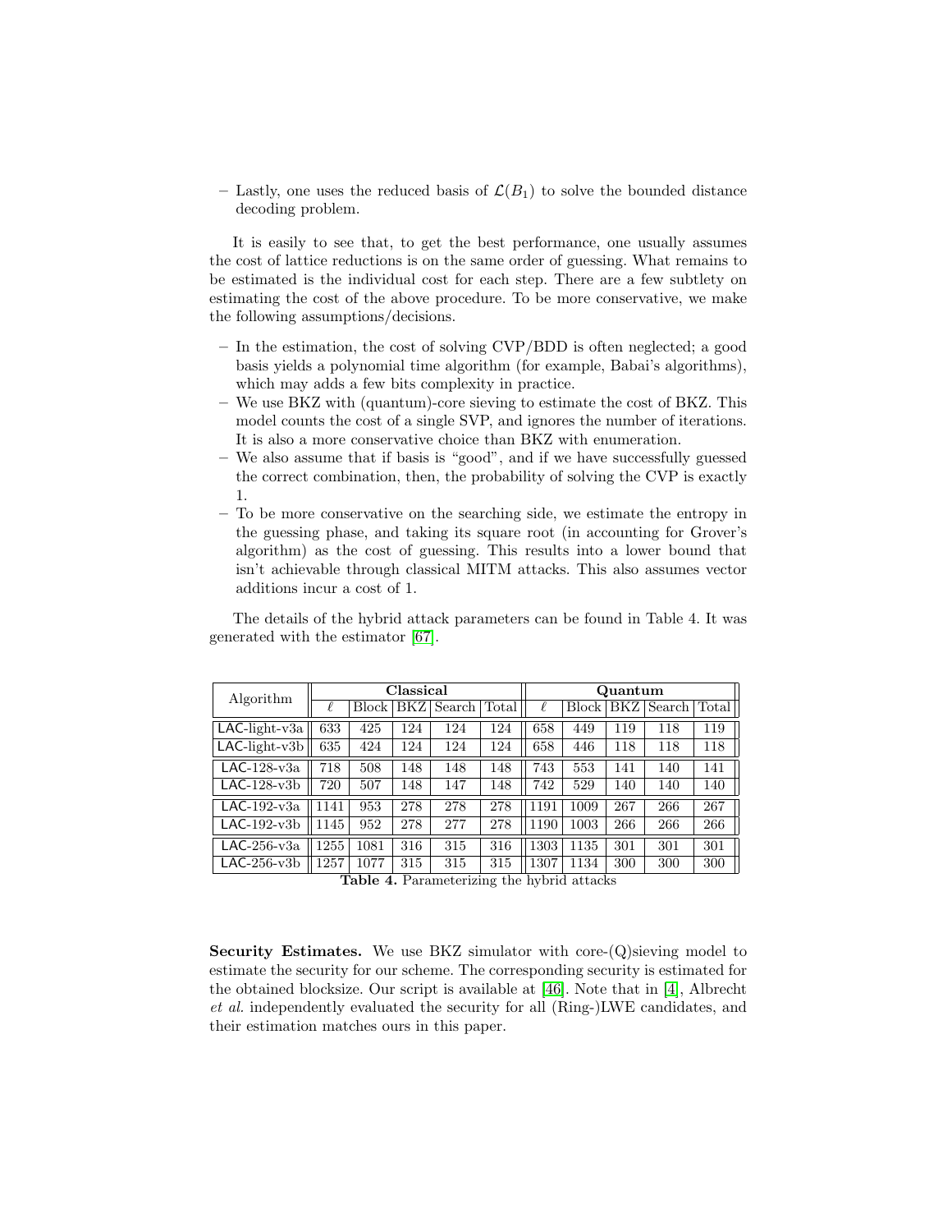– Lastly, one uses the reduced basis of $\mathcal{L}(B_1)$ to solve the bounded distance decoding problem.

It is easily to see that, to get the best performance, one usually assumes the cost of lattice reductions is on the same order of guessing. What remains to be estimated is the individual cost for each step. There are a few subtlety on estimating the cost of the above procedure. To be more conservative, we make the following assumptions/decisions.

– In the estimation, the cost of solving CVP/BDD is often neglected; a good basis yields a polynomial time algorithm (for example, Babai's algorithms), which may adds a few bits complexity in practice.
– We use BKZ with (quantum)-core sieving to estimate the cost of BKZ. This model counts the cost of a single SVP, and ignores the number of iterations. It is also a more conservative choice than BKZ with enumeration.
– We also assume that if basis is "good", and if we have successfully guessed the correct combination, then, the probability of solving the CVP is exactly 1.
– To be more conservative on the searching side, we estimate the entropy in the guessing phase, and taking its square root (in accounting for Grover's algorithm) as the cost of guessing. This results into a lower bound that isn't achievable through classical MITM attacks. This also assumes vector additions incur a cost of 1.

The details of the hybrid attack parameters can be found in Table 4. It was generated with the estimator [67].

| Algorithm | Classical | | | | | Quantum | | | | |
|---|---|---|---|---|---|---|---|---|---|---|
| | $\ell$ | Block | BKZ | Search | Total | $\ell$ | Block | BKZ | Search | Total |
| LAC-light-v3a | 633 | 425 | 124 | 124 | 124 | 658 | 449 | 119 | 118 | 119 |
| LAC-light-v3b | 635 | 424 | 124 | 124 | 124 | 658 | 446 | 118 | 118 | 118 |
| LAC-128-v3a | 718 | 508 | 148 | 148 | 148 | 743 | 553 | 141 | 140 | 141 |
| LAC-128-v3b | 720 | 507 | 148 | 147 | 148 | 742 | 529 | 140 | 140 | 140 |
| LAC-192-v3a | 1141 | 953 | 278 | 278 | 278 | 1191 | 1009 | 267 | 266 | 267 |
| LAC-192-v3b | 1145 | 952 | 278 | 277 | 278 | 1190 | 1003 | 266 | 266 | 266 |
| LAC-256-v3a | 1255 | 1081 | 316 | 315 | 316 | 1303 | 1135 | 301 | 301 | 301 |
| LAC-256-v3b | 1257 | 1077 | 315 | 315 | 315 | 1307 | 1134 | 300 | 300 | 300 |

**Table 4.** Parameterizing the hybrid attacks

**Security Estimates.** We use BKZ simulator with core-(Q)sieving model to estimate the security for our scheme. The corresponding security is estimated for the obtained blocksize. Our script is available at [46]. Note that in [4], Albrecht *et al.* independently evaluated the security for all (Ring-)LWE candidates, and their estimation matches ours in this paper.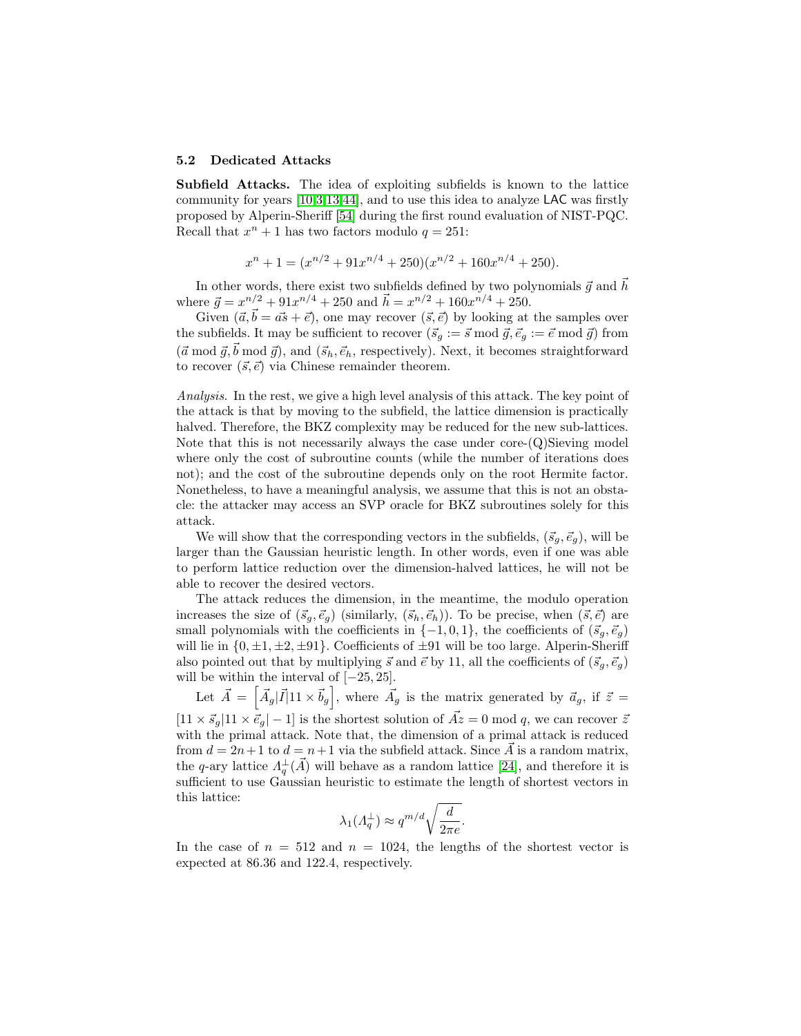### 5.2 Dedicated Attacks

**Subfield Attacks.** The idea of exploiting subfields is known to the lattice community for years [10,3,13,44], and to use this idea to analyze LAC was firstly proposed by Alperin-Sheriff [54] during the first round evaluation of NIST-PQC. Recall that $x^n + 1$ has two factors modulo $q = 251$:

$$x^n + 1 = (x^{n/2} + 91x^{n/4} + 250)(x^{n/2} + 160x^{n/4} + 250).$$

In other words, there exist two subfields defined by two polynomials $\vec{g}$ and $\vec{h}$ where $\vec{g} = x^{n/2} + 91x^{n/4} + 250$ and $\vec{h} = x^{n/2} + 160x^{n/4} + 250$.

Given $(\vec{a}, \vec{b} = \vec{a}\vec{s} + \vec{e})$, one may recover $(\vec{s}, \vec{e})$ by looking at the samples over the subfields. It may be sufficient to recover $(\vec{s}_g := \vec{s} \bmod \vec{g}, \vec{e}_g := \vec{e} \bmod \vec{g})$ from $(\vec{a} \bmod \vec{g}, \vec{b} \bmod \vec{g})$, and $(\vec{s}_h, \vec{e}_h$, respectively). Next, it becomes straightforward to recover $(\vec{s}, \vec{e})$ via Chinese remainder theorem.

*Analysis.* In the rest, we give a high level analysis of this attack. The key point of the attack is that by moving to the subfield, the lattice dimension is practically halved. Therefore, the BKZ complexity may be reduced for the new sub-lattices. Note that this is not necessarily always the case under core-(Q)Sieving model where only the cost of subroutine counts (while the number of iterations does not); and the cost of the subroutine depends only on the root Hermite factor. Nonetheless, to have a meaningful analysis, we assume that this is not an obstacle: the attacker may access an SVP oracle for BKZ subroutines solely for this attack.

We will show that the corresponding vectors in the subfields, $(\vec{s}_g, \vec{e}_g)$, will be larger than the Gaussian heuristic length. In other words, even if one was able to perform lattice reduction over the dimension-halved lattices, he will not be able to recover the desired vectors.

The attack reduces the dimension, in the meantime, the modulo operation increases the size of $(\vec{s}_g, \vec{e}_g)$ (similarly, $(\vec{s}_h, \vec{e}_h)$). To be precise, when $(\vec{s}, \vec{e})$ are small polynomials with the coefficients in $\{-1, 0, 1\}$, the coefficients of $(\vec{s}_g, \vec{e}_g)$ will lie in $\{0, \pm 1, \pm 2, \pm 91\}$. Coefficients of $\pm 91$ will be too large. Alperin-Sheriff also pointed out that by multiplying $\vec{s}$ and $\vec{e}$ by 11, all the coefficients of $(\vec{s}_g, \vec{e}_g)$ will be within the interval of $[-25, 25]$.

Let $\vec{A} = \left[\vec{A}_g | \vec{I} | 11 \times \vec{b}_g\right]$, where $\vec{A}_g$ is the matrix generated by $\vec{a}_g$, if $\vec{z} = [11 \times \vec{s}_g | 11 \times \vec{e}_g | -1]$ is the shortest solution of $\vec{A}z = 0 \bmod q$, we can recover $\vec{z}$ with the primal attack. Note that, the dimension of a primal attack is reduced from $d = 2n+1$ to $d = n+1$ via the subfield attack. Since $\vec{A}$ is a random matrix, the $q$-ary lattice $\Lambda_q^{\perp}(\vec{A})$ will behave as a random lattice [24], and therefore it is sufficient to use Gaussian heuristic to estimate the length of shortest vectors in this lattice:

$$\lambda_1(\Lambda_q^{\perp}) \approx q^{m/d} \sqrt{\frac{d}{2\pi e}}.$$

In the case of $n = 512$ and $n = 1024$, the lengths of the shortest vector is expected at 86.36 and 122.4, respectively.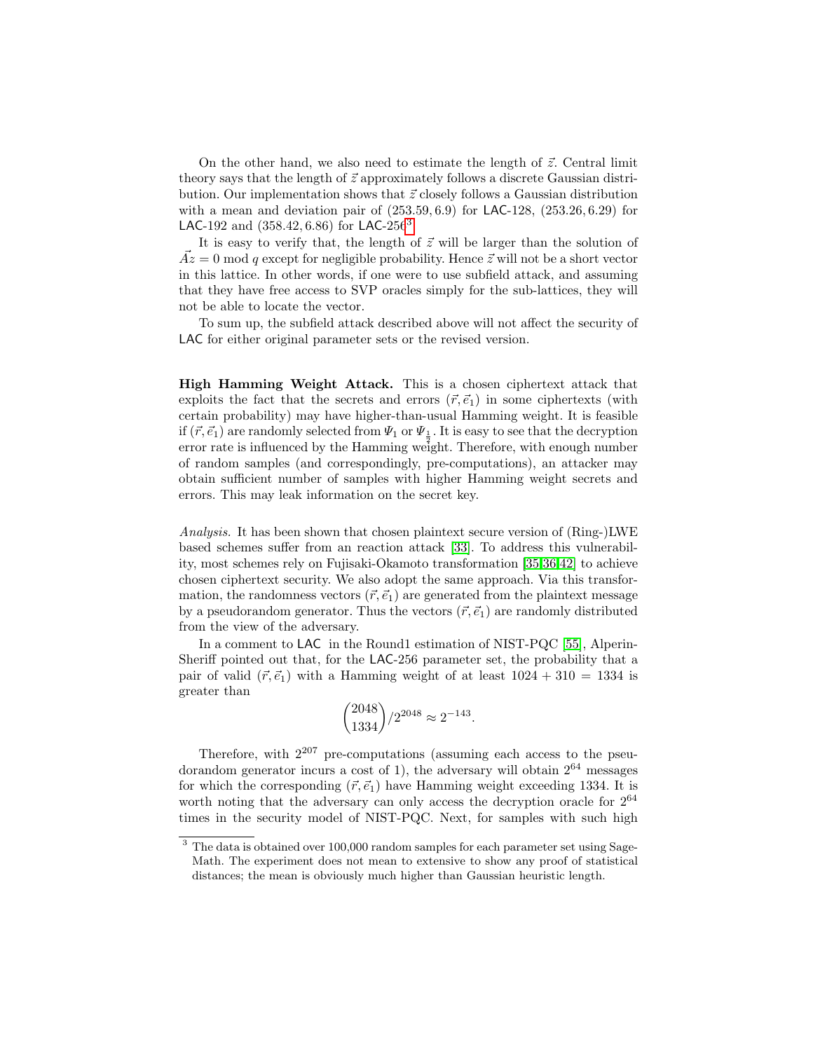On the other hand, we also need to estimate the length of $\vec{z}$. Central limit theory says that the length of $\vec{z}$ approximately follows a discrete Gaussian distribution. Our implementation shows that $\vec{z}$ closely follows a Gaussian distribution with a mean and deviation pair of $(253.59, 6.9)$ for LAC-128, $(253.26, 6.29)$ for LAC-192 and $(358.42, 6.86)$ for LAC-256[3].

It is easy to verify that, the length of $\vec{z}$ will be larger than the solution of $\vec{A}z = 0 \bmod q$ except for negligible probability. Hence $\vec{z}$ will not be a short vector in this lattice. In other words, if one were to use subfield attack, and assuming that they have free access to SVP oracles simply for the sub-lattices, they will not be able to locate the vector.

To sum up, the subfield attack described above will not affect the security of LAC for either original parameter sets or the revised version.

**High Hamming Weight Attack.** This is a chosen ciphertext attack that exploits the fact that the secrets and errors $(\vec{r}, \vec{e}_1)$ in some ciphertexts (with certain probability) may have higher-than-usual Hamming weight. It is feasible if $(\vec{r}, \vec{e}_1)$ are randomly selected from $\Psi_1$ or $\Psi_{\frac{1}{2}}$. It is easy to see that the decryption error rate is influenced by the Hamming weight. Therefore, with enough number of random samples (and correspondingly, pre-computations), an attacker may obtain sufficient number of samples with higher Hamming weight secrets and errors. This may leak information on the secret key.

*Analysis.* It has been shown that chosen plaintext secure version of (Ring-)LWE based schemes suffer from an reaction attack [33]. To address this vulnerability, most schemes rely on Fujisaki-Okamoto transformation [35,36,42] to achieve chosen ciphertext security. We also adopt the same approach. Via this transformation, the randomness vectors $(\vec{r}, \vec{e}_1)$ are generated from the plaintext message by a pseudorandom generator. Thus the vectors $(\vec{r}, \vec{e}_1)$ are randomly distributed from the view of the adversary.

In a comment to LAC in the Round1 estimation of NIST-PQC [55], Alperin-Sheriff pointed out that, for the LAC-256 parameter set, the probability that a pair of valid $(\vec{r}, \vec{e}_1)$ with a Hamming weight of at least $1024 + 310 = 1334$ is greater than

$$\binom{2048}{1334} / 2^{2048} \approx 2^{-143}.$$

Therefore, with $2^{207}$ pre-computations (assuming each access to the pseudorandom generator incurs a cost of 1), the adversary will obtain $2^{64}$ messages for which the corresponding $(\vec{r}, \vec{e}_1)$ have Hamming weight exceeding 1334. It is worth noting that the adversary can only access the decryption oracle for $2^{64}$ times in the security model of NIST-PQC. Next, for samples with such high

[3] The data is obtained over 100,000 random samples for each parameter set using SageMath. The experiment does not mean to extensive to show any proof of statistical distances; the mean is obviously much higher than Gaussian heuristic length.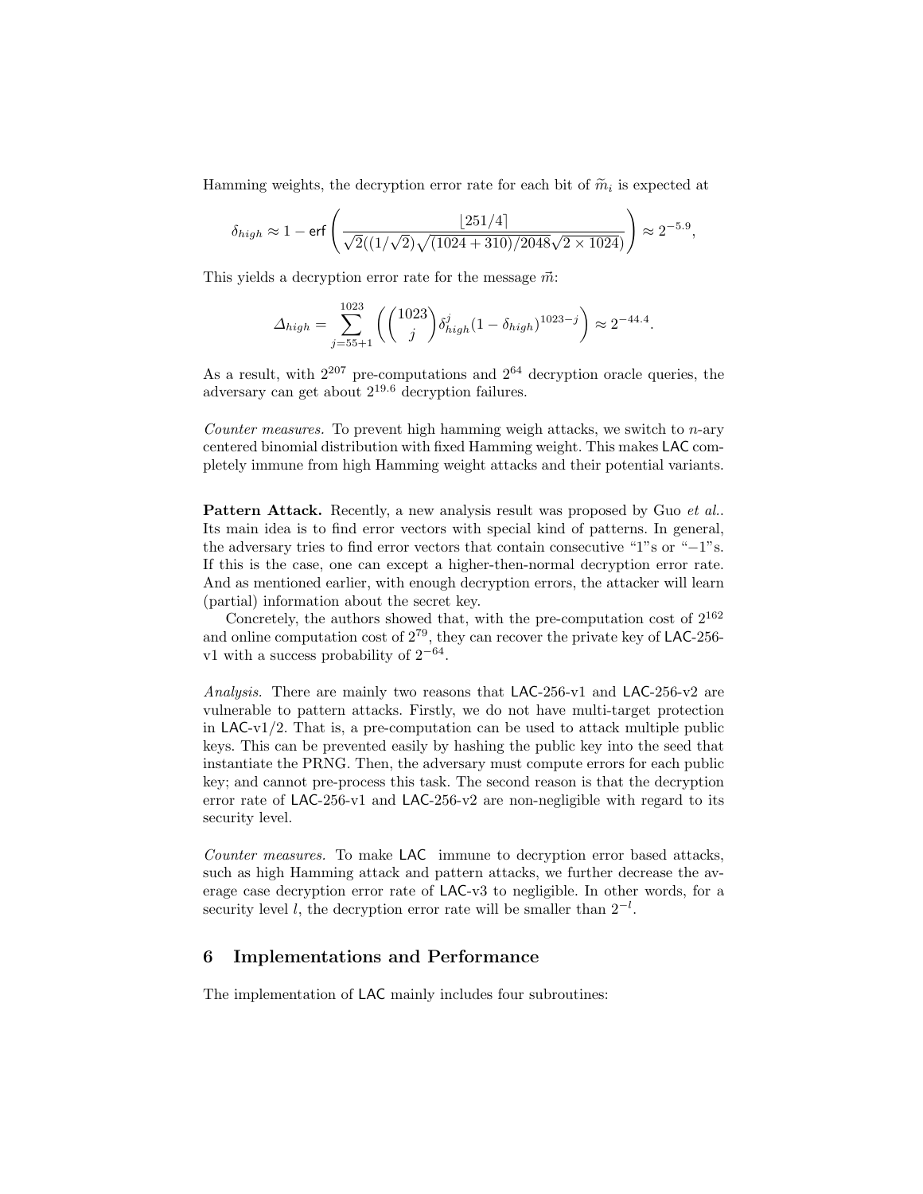Hamming weights, the decryption error rate for each bit of $\widetilde{m}_i$ is expected at

$$\delta_{high} \approx 1 - \mathsf{erf}\left(\frac{\lfloor 251/4 \rceil}{\sqrt{2}((1/\sqrt{2})\sqrt{(1024+310)/2048}\sqrt{2\times 1024})}\right) \approx 2^{-5.9},$$

This yields a decryption error rate for the message $\vec{m}$:

$$\Delta_{high} = \sum_{j=55+1}^{1023} \left( \binom{1023}{j} \delta_{high}^{j} (1-\delta_{high})^{1023-j} \right) \approx 2^{-44.4}.$$

As a result, with $2^{207}$ pre-computations and $2^{64}$ decryption oracle queries, the adversary can get about $2^{19.6}$ decryption failures.

*Counter measures.* To prevent high hamming weigh attacks, we switch to $n$-ary centered binomial distribution with fixed Hamming weight. This makes LAC completely immune from high Hamming weight attacks and their potential variants.

**Pattern Attack.** Recently, a new analysis result was proposed by Guo *et al.*. Its main idea is to find error vectors with special kind of patterns. In general, the adversary tries to find error vectors that contain consecutive "1"s or "−1"s. If this is the case, one can except a higher-then-normal decryption error rate. And as mentioned earlier, with enough decryption errors, the attacker will learn (partial) information about the secret key.

Concretely, the authors showed that, with the pre-computation cost of $2^{162}$ and online computation cost of $2^{79}$, they can recover the private key of LAC-256-v1 with a success probability of $2^{-64}$.

*Analysis.* There are mainly two reasons that LAC-256-v1 and LAC-256-v2 are vulnerable to pattern attacks. Firstly, we do not have multi-target protection in LAC-v1/2. That is, a pre-computation can be used to attack multiple public keys. This can be prevented easily by hashing the public key into the seed that instantiate the PRNG. Then, the adversary must compute errors for each public key; and cannot pre-process this task. The second reason is that the decryption error rate of LAC-256-v1 and LAC-256-v2 are non-negligible with regard to its security level.

*Counter measures.* To make LAC immune to decryption error based attacks, such as high Hamming attack and pattern attacks, we further decrease the average case decryption error rate of LAC-v3 to negligible. In other words, for a security level $l$, the decryption error rate will be smaller than $2^{-l}$.

## 6 Implementations and Performance

The implementation of LAC mainly includes four subroutines: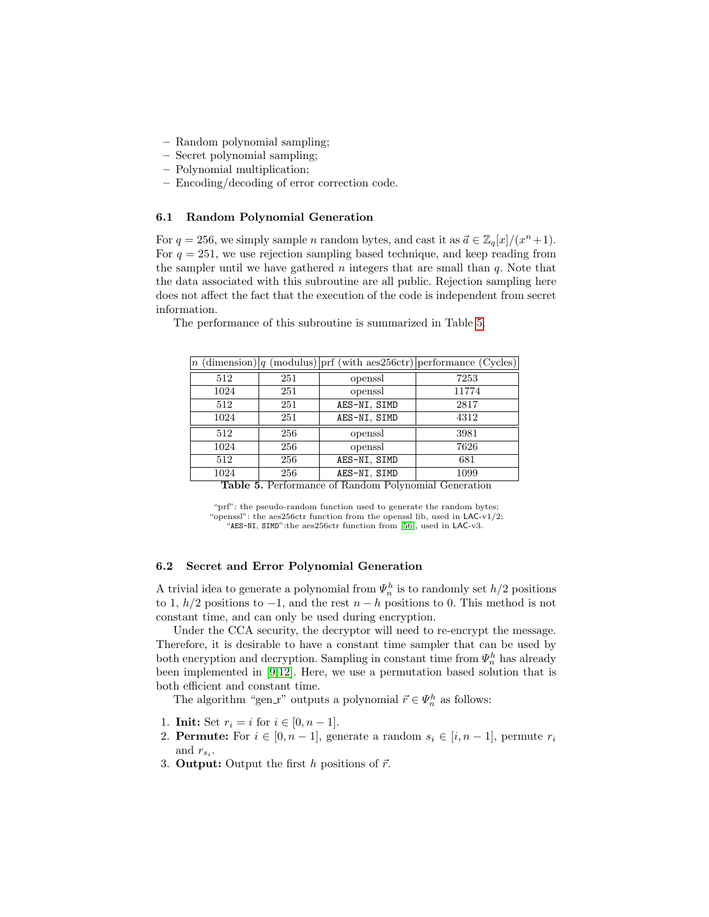- Random polynomial sampling;
- Secret polynomial sampling;
- Polynomial multiplication;
- Encoding/decoding of error correction code.

### 6.1 Random Polynomial Generation

For $q = 256$, we simply sample $n$ random bytes, and cast it as $\vec{a} \in \mathbb{Z}_q[x]/(x^n+1)$. For $q = 251$, we use rejection sampling based technique, and keep reading from the sampler until we have gathered $n$ integers that are small than $q$. Note that the data associated with this subroutine are all public. Rejection sampling here does not affect the fact that the execution of the code is independent from secret information.

The performance of this subroutine is summarized in Table 5.

| $n$ (dimension) | $q$ (modulus) | prf (with aes256ctr) | performance (Cycles) |
|---|---|---|---|
| 512 | 251 | openssl | 7253 |
| 1024 | 251 | openssl | 11774 |
| 512 | 251 | AES-NI, SIMD | 2817 |
| 1024 | 251 | AES-NI, SIMD | 4312 |
| 512 | 256 | openssl | 3981 |
| 1024 | 256 | openssl | 7626 |
| 512 | 256 | AES-NI, SIMD | 681 |
| 1024 | 256 | AES-NI, SIMD | 1099 |

**Table 5.** Performance of Random Polynomial Generation

"prf": the pseudo-random function used to generate the random bytes;
"openssl": the aes256ctr function from the openssl lib, used in LAC-v1/2;
"AES-NI, SIMD":the aes256ctr function from [56], used in LAC-v3.

### 6.2 Secret and Error Polynomial Generation

A trivial idea to generate a polynomial from $\Psi_n^h$ is to randomly set $h/2$ positions to 1, $h/2$ positions to $-1$, and the rest $n-h$ positions to 0. This method is not constant time, and can only be used during encryption.

Under the CCA security, the decryptor will need to re-encrypt the message. Therefore, it is desirable to have a constant time sampler that can be used by both encryption and decryption. Sampling in constant time from $\Psi_n^h$ has already been implemented in [9,12]. Here, we use a permutation based solution that is both efficient and constant time.

The algorithm "gen_r" outputs a polynomial $\vec{r} \in \Psi_n^h$ as follows:

1. **Init:** Set $r_i = i$ for $i \in [0, n-1]$.
2. **Permute:** For $i \in [0, n-1]$, generate a random $s_i \in [i, n-1]$, permute $r_i$ and $r_{s_i}$.
3. **Output:** Output the first $h$ positions of $\vec{r}$.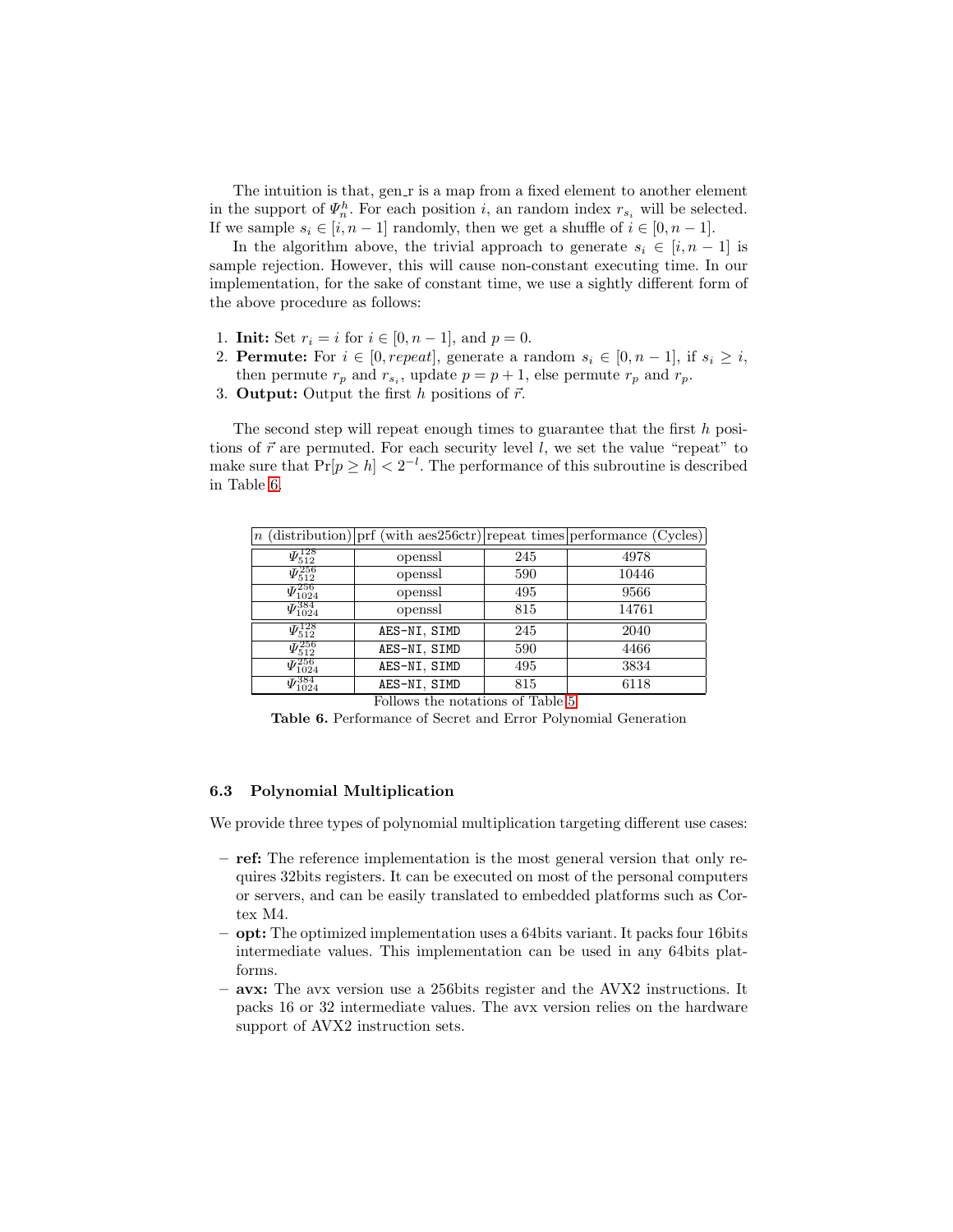The intuition is that, gen_r is a map from a fixed element to another element in the support of $\Psi_n^h$. For each position $i$, an random index $r_{s_i}$ will be selected. If we sample $s_i \in [i, n-1]$ randomly, then we get a shuffle of $i \in [0, n-1]$.

In the algorithm above, the trivial approach to generate $s_i \in [i, n-1]$ is sample rejection. However, this will cause non-constant executing time. In our implementation, for the sake of constant time, we use a sightly different form of the above procedure as follows:

1. **Init:** Set $r_i = i$ for $i \in [0, n-1]$, and $p = 0$.
2. **Permute:** For $i \in [0, repeat]$, generate a random $s_i \in [0, n-1]$, if $s_i \geq i$, then permute $r_p$ and $r_{s_i}$, update $p = p + 1$, else permute $r_p$ and $r_p$.
3. **Output:** Output the first $h$ positions of $\vec{r}$.

The second step will repeat enough times to guarantee that the first $h$ positions of $\vec{r}$ are permuted. For each security level $l$, we set the value "repeat" to make sure that $\Pr[p \geq h] < 2^{-l}$. The performance of this subroutine is described in Table 6.

| $n$ (distribution) | prf (with aes256ctr) | repeat times | performance (Cycles) |
|---|---|---|---|
| $\Psi_{512}^{128}$ | openssl | 245 | 4978 |
| $\Psi_{512}^{256}$ | openssl | 590 | 10446 |
| $\Psi_{1024}^{256}$ | openssl | 495 | 9566 |
| $\Psi_{1024}^{384}$ | openssl | 815 | 14761 |
| $\Psi_{512}^{128}$ | `AES-NI, SIMD` | 245 | 2040 |
| $\Psi_{512}^{256}$ | `AES-NI, SIMD` | 590 | 4466 |
| $\Psi_{1024}^{256}$ | `AES-NI, SIMD` | 495 | 3834 |
| $\Psi_{1024}^{384}$ | `AES-NI, SIMD` | 815 | 6118 |

Follows the notations of Table 5

**Table 6.** Performance of Secret and Error Polynomial Generation

### 6.3 Polynomial Multiplication

We provide three types of polynomial multiplication targeting different use cases:

- **ref:** The reference implementation is the most general version that only requires 32bits registers. It can be executed on most of the personal computers or servers, and can be easily translated to embedded platforms such as Cortex M4.
- **opt:** The optimized implementation uses a 64bits variant. It packs four 16bits intermediate values. This implementation can be used in any 64bits platforms.
- **avx:** The avx version use a 256bits register and the AVX2 instructions. It packs 16 or 32 intermediate values. The avx version relies on the hardware support of AVX2 instruction sets.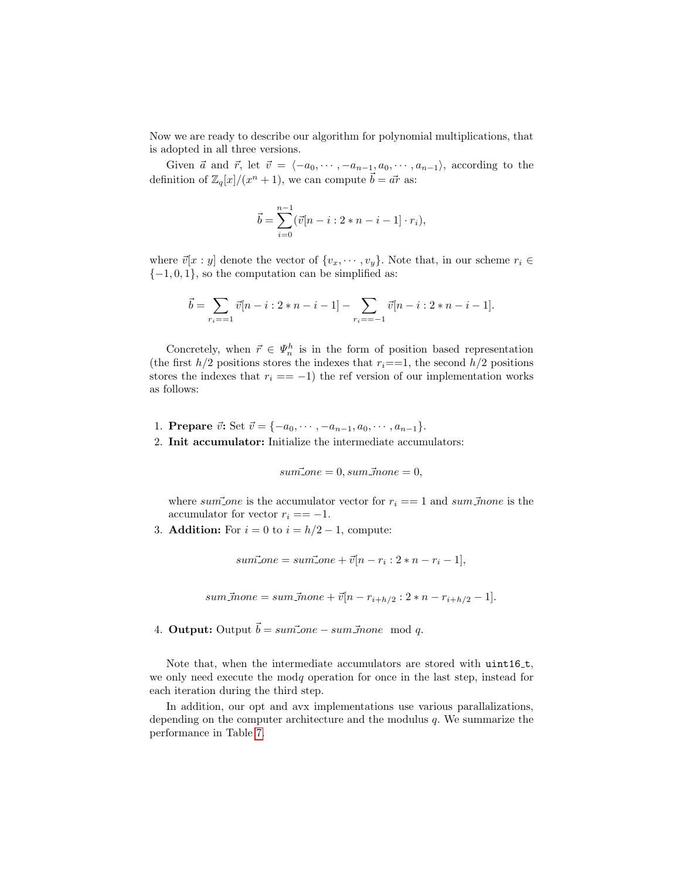Now we are ready to describe our algorithm for polynomial multiplications, that is adopted in all three versions.

Given $\vec{a}$ and $\vec{r}$, let $\vec{v} = \langle -a_0, \cdots, -a_{n-1}, a_0, \cdots, a_{n-1}\rangle$, according to the definition of $\mathbb{Z}_q[x]/(x^n+1)$, we can compute $\vec{b} = \vec{a}\vec{r}$ as:

$$\vec{b} = \sum_{i=0}^{n-1} (\vec{v}[n-i : 2*n-i-1] \cdot r_i),$$

where $\vec{v}[x : y]$ denote the vector of $\{v_x, \cdots, v_y\}$. Note that, in our scheme $r_i \in \{-1, 0, 1\}$, so the computation can be simplified as:

$$\vec{b} = \sum_{r_i==1} \vec{v}[n-i : 2*n-i-1] - \sum_{r_i==-1} \vec{v}[n-i : 2*n-i-1].$$

Concretely, when $\vec{r} \in \Psi_n^h$ is in the form of position based representation (the first $h/2$ positions stores the indexes that $r_i$==1, the second $h/2$ positions stores the indexes that $r_i == -1$) the ref version of our implementation works as follows:

1. **Prepare $\vec{v}$:** Set $\vec{v} = \{-a_0, \cdots, -a_{n-1}, a_0, \cdots, a_{n-1}\}$.
2. **Init accumulator:** Initialize the intermediate accumulators:

   $$\vec{sum\_one} = 0, \vec{sum\_mone} = 0,$$

   where $\vec{sum\_one}$ is the accumulator vector for $r_i == 1$ and $\vec{sum\_mone}$ is the accumulator for vector $r_i == -1$.
3. **Addition:** For $i = 0$ to $i = h/2 - 1$, compute:

   $$\vec{sum\_one} = \vec{sum\_one} + \vec{v}[n - r_i : 2*n - r_i - 1],$$

   $$\vec{sum\_mone} = \vec{sum\_mone} + \vec{v}[n - r_{i+h/2} : 2*n - r_{i+h/2} - 1].$$

4. **Output:** Output $\vec{b} = \vec{sum\_one} - \vec{sum\_mone} \mod q$.

Note that, when the intermediate accumulators are stored with `uint16_t`, we only need execute the mod$q$ operation for once in the last step, instead for each iteration during the third step.

In addition, our opt and avx implementations use various parallalizations, depending on the computer architecture and the modulus $q$. We summarize the performance in Table 7.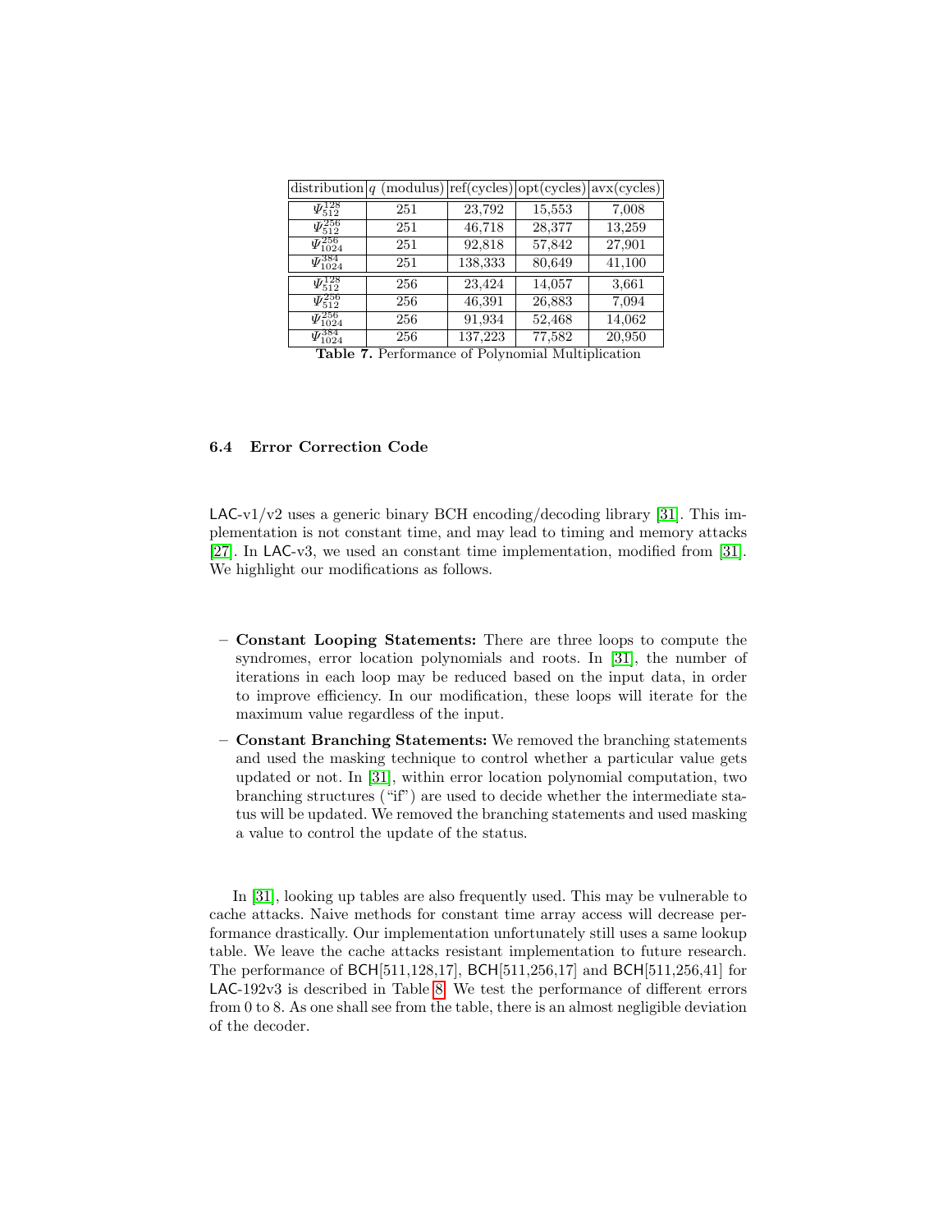| distribution | $q$ (modulus) | ref(cycles) | opt(cycles) | avx(cycles) |
|---|---|---|---|---|
| $\Psi_{512}^{128}$ | 251 | 23,792 | 15,553 | 7,008 |
| $\Psi_{512}^{256}$ | 251 | 46,718 | 28,377 | 13,259 |
| $\Psi_{1024}^{256}$ | 251 | 92,818 | 57,842 | 27,901 |
| $\Psi_{1024}^{384}$ | 251 | 138,333 | 80,649 | 41,100 |
| $\Psi_{512}^{128}$ | 256 | 23,424 | 14,057 | 3,661 |
| $\Psi_{512}^{256}$ | 256 | 46,391 | 26,883 | 7,094 |
| $\Psi_{1024}^{256}$ | 256 | 91,934 | 52,468 | 14,062 |
| $\Psi_{1024}^{384}$ | 256 | 137,223 | 77,582 | 20,950 |

**Table 7.** Performance of Polynomial Multiplication

### 6.4 Error Correction Code

LAC-v1/v2 uses a generic binary BCH encoding/decoding library [31]. This implementation is not constant time, and may lead to timing and memory attacks [27]. In LAC-v3, we used an constant time implementation, modified from [31]. We highlight our modifications as follows.

- **Constant Looping Statements:** There are three loops to compute the syndromes, error location polynomials and roots. In [31], the number of iterations in each loop may be reduced based on the input data, in order to improve efficiency. In our modification, these loops will iterate for the maximum value regardless of the input.
- **Constant Branching Statements:** We removed the branching statements and used the masking technique to control whether a particular value gets updated or not. In [31], within error location polynomial computation, two branching structures ("if") are used to decide whether the intermediate status will be updated. We removed the branching statements and used masking a value to control the update of the status.

In [31], looking up tables are also frequently used. This may be vulnerable to cache attacks. Naive methods for constant time array access will decrease performance drastically. Our implementation unfortunately still uses a same lookup table. We leave the cache attacks resistant implementation to future research. The performance of BCH[511,128,17], BCH[511,256,17] and BCH[511,256,41] for LAC-192v3 is described in Table 8. We test the performance of different errors from 0 to 8. As one shall see from the table, there is an almost negligible deviation of the decoder.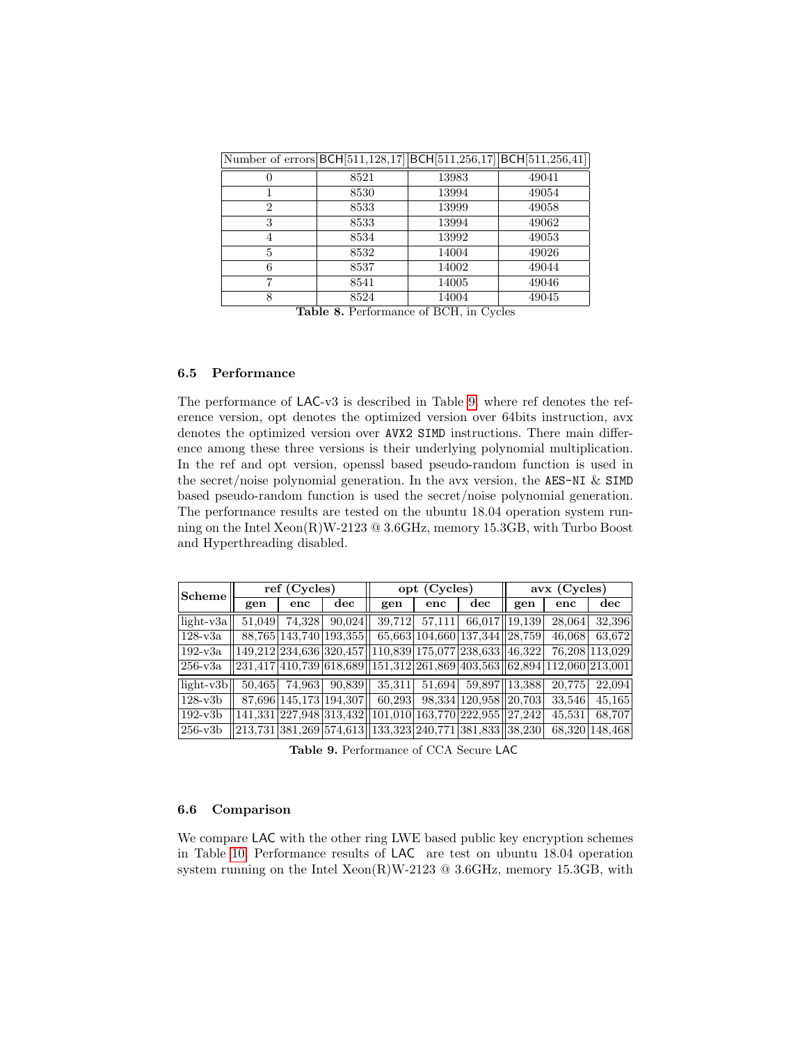| Number of errors | BCH[511,128,17] | BCH[511,256,17] | BCH[511,256,41] |
|---|---|---|---|
| 0 | 8521 | 13983 | 49041 |
| 1 | 8530 | 13994 | 49054 |
| 2 | 8533 | 13999 | 49058 |
| 3 | 8533 | 13994 | 49062 |
| 4 | 8534 | 13992 | 49053 |
| 5 | 8532 | 14004 | 49026 |
| 6 | 8537 | 14002 | 49044 |
| 7 | 8541 | 14005 | 49046 |
| 8 | 8524 | 14004 | 49045 |

**Table 8.** Performance of BCH, in Cycles

### 6.5 Performance

The performance of LAC-v3 is described in Table 9, where ref denotes the reference version, opt denotes the optimized version over 64bits instruction, avx denotes the optimized version over `AVX2 SIMD` instructions. There main difference among these three versions is their underlying polynomial multiplication. In the ref and opt version, openssl based pseudo-random function is used in the secret/noise polynomial generation. In the avx version, the `AES-NI` & `SIMD` based pseudo-random function is used the secret/noise polynomial generation. The performance results are tested on the ubuntu 18.04 operation system running on the Intel Xeon(R)W-2123 @ 3.6GHz, memory 15.3GB, with Turbo Boost and Hyperthreading disabled.

| Scheme | ref (Cycles) | | | opt (Cycles) | | | avx (Cycles) | | |
|---|---|---|---|---|---|---|---|---|---|
| | gen | enc | dec | gen | enc | dec | gen | enc | dec |
| light-v3a | 51,049 | 74,328 | 90,024 | 39,712 | 57,111 | 66,017 | 19,139 | 28,064 | 32,396 |
| 128-v3a | 88,765 | 143,740 | 193,355 | 65,663 | 104,660 | 137,344 | 28,759 | 46,068 | 63,672 |
| 192-v3a | 149,212 | 234,636 | 320,457 | 110,839 | 175,077 | 238,633 | 46,322 | 76,208 | 113,029 |
| 256-v3a | 231,417 | 410,739 | 618,689 | 151,312 | 261,869 | 403,563 | 62,894 | 112,060 | 213,001 |
| light-v3b | 50,465 | 74,963 | 90,839 | 35,311 | 51,694 | 59,897 | 13,388 | 20,775 | 22,094 |
| 128-v3b | 87,696 | 145,173 | 194,307 | 60,293 | 98,334 | 120,958 | 20,703 | 33,546 | 45,165 |
| 192-v3b | 141,331 | 227,948 | 313,432 | 101,010 | 163,770 | 222,955 | 27,242 | 45,531 | 68,707 |
| 256-v3b | 213,731 | 381,269 | 574,613 | 133,323 | 240,771 | 381,833 | 38,230 | 68,320 | 148,468 |

**Table 9.** Performance of CCA Secure LAC

### 6.6 Comparison

We compare LAC with the other ring LWE based public key encryption schemes in Table 10. Performance results of LAC are test on ubuntu 18.04 operation system running on the Intel Xeon(R)W-2123 @ 3.6GHz, memory 15.3GB, with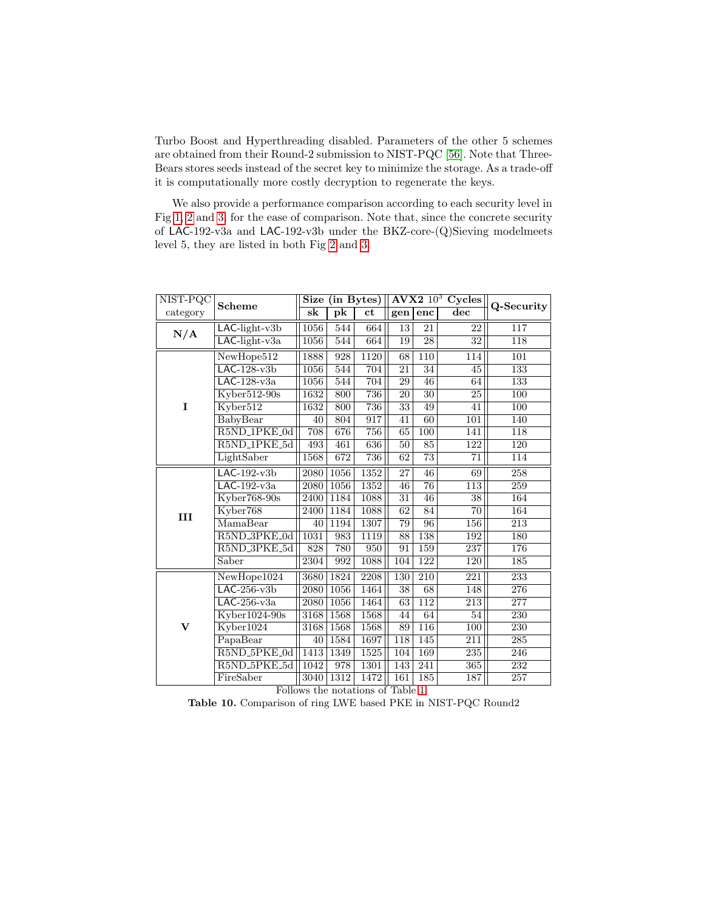Turbo Boost and Hyperthreading disabled. Parameters of the other 5 schemes are obtained from their Round-2 submission to NIST-PQC [56]. Note that Three-Bears stores seeds instead of the secret key to minimize the storage. As a trade-off it is computationally more costly decryption to regenerate the keys.

We also provide a performance comparison according to each security level in Fig 1, 2 and 3, for the ease of comparison. Note that, since the concrete security of LAC-192-v3a and LAC-192-v3b under the BKZ-core-(Q)Sieving modelmeets level 5, they are listed in both Fig 2 and 3.

| NIST-PQC category | Scheme | Size (in Bytes) | | | AVX2 $10^3$ Cycles | | | Q-Security |
|---|---|---|---|---|---|---|---|---|
| | | sk | pk | ct | gen | enc | dec | |
| **N/A** | LAC-light-v3b | 1056 | 544 | 664 | 13 | 21 | 22 | 117 |
| | LAC-light-v3a | 1056 | 544 | 664 | 19 | 28 | 32 | 118 |
| **I** | NewHope512 | 1888 | 928 | 1120 | 68 | 110 | 114 | 101 |
| | LAC-128-v3b | 1056 | 544 | 704 | 21 | 34 | 45 | 133 |
| | LAC-128-v3a | 1056 | 544 | 704 | 29 | 46 | 64 | 133 |
| | Kyber512-90s | 1632 | 800 | 736 | 20 | 30 | 25 | 100 |
| | Kyber512 | 1632 | 800 | 736 | 33 | 49 | 41 | 100 |
| | BabyBear | 40 | 804 | 917 | 41 | 60 | 101 | 140 |
| | R5ND_1PKE_0d | 708 | 676 | 756 | 65 | 100 | 141 | 118 |
| | R5ND_1PKE_5d | 493 | 461 | 636 | 50 | 85 | 122 | 120 |
| | LightSaber | 1568 | 672 | 736 | 62 | 73 | 71 | 114 |
| **III** | LAC-192-v3b | 2080 | 1056 | 1352 | 27 | 46 | 69 | 258 |
| | LAC-192-v3a | 2080 | 1056 | 1352 | 46 | 76 | 113 | 259 |
| | Kyber768-90s | 2400 | 1184 | 1088 | 31 | 46 | 38 | 164 |
| | Kyber768 | 2400 | 1184 | 1088 | 62 | 84 | 70 | 164 |
| | MamaBear | 40 | 1194 | 1307 | 79 | 96 | 156 | 213 |
| | R5ND_3PKE_0d | 1031 | 983 | 1119 | 88 | 138 | 192 | 180 |
| | R5ND_3PKE_5d | 828 | 780 | 950 | 91 | 159 | 237 | 176 |
| | Saber | 2304 | 992 | 1088 | 104 | 122 | 120 | 185 |
| **V** | NewHope1024 | 3680 | 1824 | 2208 | 130 | 210 | 221 | 233 |
| | LAC-256-v3b | 2080 | 1056 | 1464 | 38 | 68 | 148 | 276 |
| | LAC-256-v3a | 2080 | 1056 | 1464 | 63 | 112 | 213 | 277 |
| | Kyber1024-90s | 3168 | 1568 | 1568 | 44 | 64 | 54 | 230 |
| | Kyber1024 | 3168 | 1568 | 1568 | 89 | 116 | 100 | 230 |
| | PapaBear | 40 | 1584 | 1697 | 118 | 145 | 211 | 285 |
| | R5ND_5PKE_0d | 1413 | 1349 | 1525 | 104 | 169 | 235 | 246 |
| | R5ND_5PKE_5d | 1042 | 978 | 1301 | 143 | 241 | 365 | 232 |
| | FireSaber | 3040 | 1312 | 1472 | 161 | 185 | 187 | 257 |

Follows the notations of Table 1

**Table 10.** Comparison of ring LWE based PKE in NIST-PQC Round2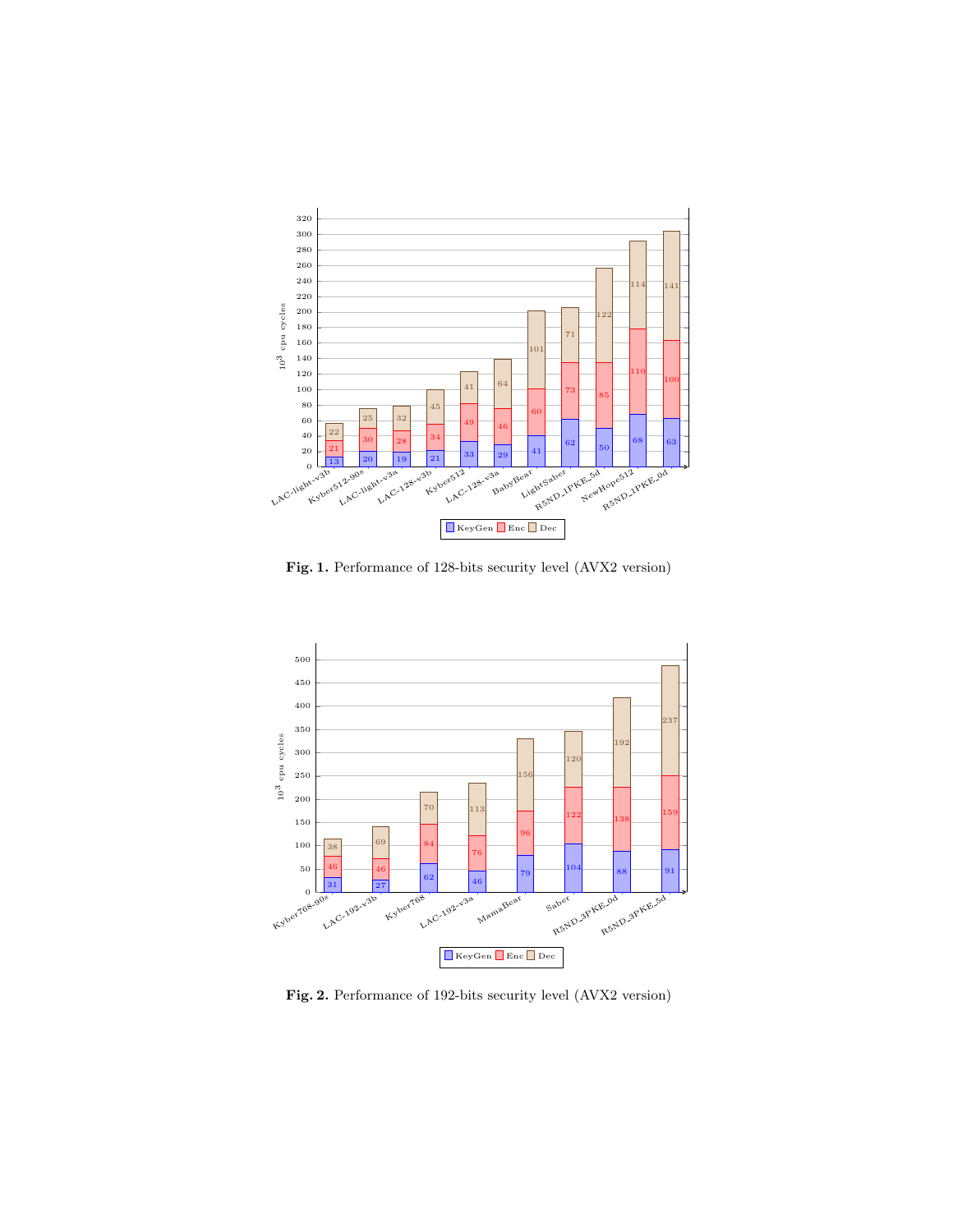| Scheme | KeyGen | Enc | Dec |
|---|---|---|---|
| LAC-light-v3b | 13 | 21 | 22 |
| Kyber512-90s | 20 | 30 | 25 |
| LAC-light-v3a | 19 | 28 | 32 |
| LAC-128-v3b | 21 | 34 | 45 |
| Kyber512 | 33 | 49 | 41 |
| LAC-128-v3a | 29 | 46 | 64 |
| BabyBear | 41 | 60 | 101 |
| LightSaber | 62 | 73 | 71 |
| R5ND_1PKE_5d | 50 | 85 | 122 |
| NewHope512 | 68 | 110 | 114 |
| R5ND_1PKE_0d | 63 | 100 | 141 |

**Fig. 1.** Performance of 128-bits security level (AVX2 version)

| Scheme | KeyGen | Enc | Dec |
|---|---|---|---|
| Kyber768-90s | 31 | 46 | 38 |
| LAC-192-v3b | 27 | 46 | 69 |
| Kyber768 | 62 | 84 | 70 |
| LAC-192-v3a | 46 | 76 | 113 |
| MamaBear | 79 | 96 | 156 |
| Saber | 104 | 122 | 120 |
| R5ND_3PKE_0d | 88 | 138 | 192 |
| R5ND_3PKE_5d | 91 | 159 | 237 |

**Fig. 2.** Performance of 192-bits security level (AVX2 version)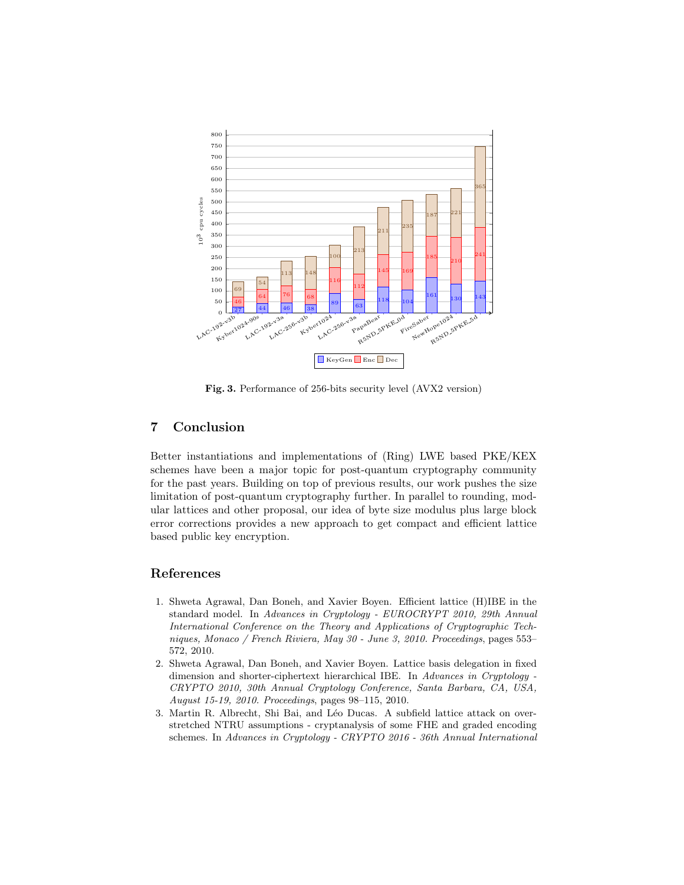| | LAC-192-v3b | Kyber1024-90s | LAC-192-v3a | LAC-256-v3b | Kyber1024 | LAC-256-v3a | PapaBear | R5ND_5PKE_0d | FireSaber | NewHope1024 | R5ND_5PKE_5d |
|---|---|---|---|---|---|---|---|---|---|---|---|
| KeyGen | 27 | 44 | 46 | 38 | 89 | 63 | 118 | 104 | 161 | 130 | 143 |
| Enc | 46 | 64 | 76 | 68 | 116 | 112 | 145 | 169 | 185 | 210 | 241 |
| Dec | 69 | 54 | 113 | 148 | 100 | 213 | 211 | 235 | 187 | 221 | 365 |

(y-axis: $10^3$ cpu cycles)

**Fig. 3.** Performance of 256-bits security level (AVX2 version)

## 7 Conclusion

Better instantiations and implementations of (Ring) LWE based PKE/KEX schemes have been a major topic for post-quantum cryptography community for the past years. Building on top of previous results, our work pushes the size limitation of post-quantum cryptography further. In parallel to rounding, modular lattices and other proposal, our idea of byte size modulus plus large block error corrections provides a new approach to get compact and efficient lattice based public key encryption.

## References

1. Shweta Agrawal, Dan Boneh, and Xavier Boyen. Efficient lattice (H)IBE in the standard model. In *Advances in Cryptology - EUROCRYPT 2010, 29th Annual International Conference on the Theory and Applications of Cryptographic Techniques, Monaco / French Riviera, May 30 - June 3, 2010. Proceedings*, pages 553–572, 2010.
2. Shweta Agrawal, Dan Boneh, and Xavier Boyen. Lattice basis delegation in fixed dimension and shorter-ciphertext hierarchical IBE. In *Advances in Cryptology - CRYPTO 2010, 30th Annual Cryptology Conference, Santa Barbara, CA, USA, August 15-19, 2010. Proceedings*, pages 98–115, 2010.
3. Martin R. Albrecht, Shi Bai, and Léo Ducas. A subfield lattice attack on overstretched NTRU assumptions - cryptanalysis of some FHE and graded encoding schemes. In *Advances in Cryptology - CRYPTO 2016 - 36th Annual International*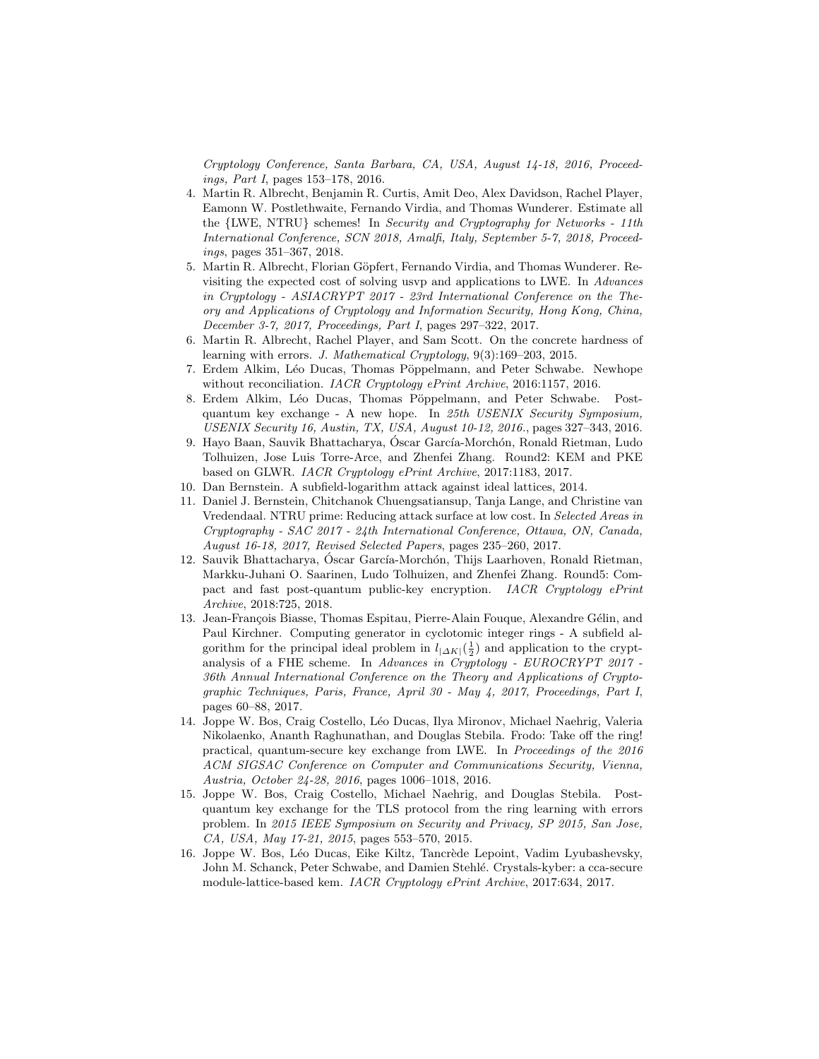*Cryptology Conference, Santa Barbara, CA, USA, August 14-18, 2016, Proceedings, Part I*, pages 153–178, 2016.

4. Martin R. Albrecht, Benjamin R. Curtis, Amit Deo, Alex Davidson, Rachel Player, Eamonn W. Postlethwaite, Fernando Virdia, and Thomas Wunderer. Estimate all the {LWE, NTRU} schemes! In *Security and Cryptography for Networks - 11th International Conference, SCN 2018, Amalfi, Italy, September 5-7, 2018, Proceedings*, pages 351–367, 2018.
5. Martin R. Albrecht, Florian Göpfert, Fernando Virdia, and Thomas Wunderer. Revisiting the expected cost of solving usvp and applications to LWE. In *Advances in Cryptology - ASIACRYPT 2017 - 23rd International Conference on the Theory and Applications of Cryptology and Information Security, Hong Kong, China, December 3-7, 2017, Proceedings, Part I*, pages 297–322, 2017.
6. Martin R. Albrecht, Rachel Player, and Sam Scott. On the concrete hardness of learning with errors. *J. Mathematical Cryptology*, 9(3):169–203, 2015.
7. Erdem Alkim, Léo Ducas, Thomas Pöppelmann, and Peter Schwabe. Newhope without reconciliation. *IACR Cryptology ePrint Archive*, 2016:1157, 2016.
8. Erdem Alkim, Léo Ducas, Thomas Pöppelmann, and Peter Schwabe. Post-quantum key exchange - A new hope. In *25th USENIX Security Symposium, USENIX Security 16, Austin, TX, USA, August 10-12, 2016.*, pages 327–343, 2016.
9. Hayo Baan, Sauvik Bhattacharya, Óscar García-Morchón, Ronald Rietman, Ludo Tolhuizen, Jose Luis Torre-Arce, and Zhenfei Zhang. Round2: KEM and PKE based on GLWR. *IACR Cryptology ePrint Archive*, 2017:1183, 2017.
10. Dan Bernstein. A subfield-logarithm attack against ideal lattices, 2014.
11. Daniel J. Bernstein, Chitchanok Chuengsatiansup, Tanja Lange, and Christine van Vredendaal. NTRU prime: Reducing attack surface at low cost. In *Selected Areas in Cryptography - SAC 2017 - 24th International Conference, Ottawa, ON, Canada, August 16-18, 2017, Revised Selected Papers*, pages 235–260, 2017.
12. Sauvik Bhattacharya, Óscar García-Morchón, Thijs Laarhoven, Ronald Rietman, Markku-Juhani O. Saarinen, Ludo Tolhuizen, and Zhenfei Zhang. Round5: Compact and fast post-quantum public-key encryption. *IACR Cryptology ePrint Archive*, 2018:725, 2018.
13. Jean-François Biasse, Thomas Espitau, Pierre-Alain Fouque, Alexandre Gélin, and Paul Kirchner. Computing generator in cyclotomic integer rings - A subfield algorithm for the principal ideal problem in $l_{|\Delta K|}(\frac{1}{2})$ and application to the cryptanalysis of a FHE scheme. In *Advances in Cryptology - EUROCRYPT 2017 - 36th Annual International Conference on the Theory and Applications of Cryptographic Techniques, Paris, France, April 30 - May 4, 2017, Proceedings, Part I*, pages 60–88, 2017.
14. Joppe W. Bos, Craig Costello, Léo Ducas, Ilya Mironov, Michael Naehrig, Valeria Nikolaenko, Ananth Raghunathan, and Douglas Stebila. Frodo: Take off the ring! practical, quantum-secure key exchange from LWE. In *Proceedings of the 2016 ACM SIGSAC Conference on Computer and Communications Security, Vienna, Austria, October 24-28, 2016*, pages 1006–1018, 2016.
15. Joppe W. Bos, Craig Costello, Michael Naehrig, and Douglas Stebila. Post-quantum key exchange for the TLS protocol from the ring learning with errors problem. In *2015 IEEE Symposium on Security and Privacy, SP 2015, San Jose, CA, USA, May 17-21, 2015*, pages 553–570, 2015.
16. Joppe W. Bos, Léo Ducas, Eike Kiltz, Tancrède Lepoint, Vadim Lyubashevsky, John M. Schanck, Peter Schwabe, and Damien Stehlé. Crystals-kyber: a cca-secure module-lattice-based kem. *IACR Cryptology ePrint Archive*, 2017:634, 2017.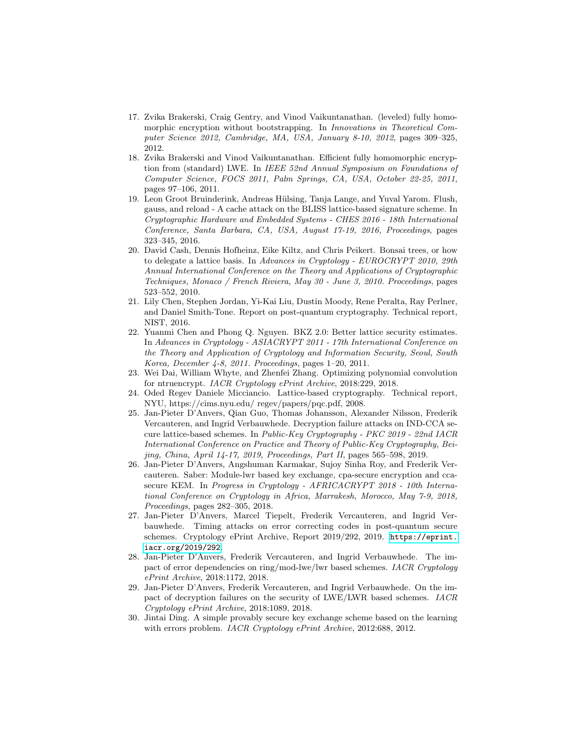17. Zvika Brakerski, Craig Gentry, and Vinod Vaikuntanathan. (leveled) fully homomorphic encryption without bootstrapping. In *Innovations in Theoretical Computer Science 2012, Cambridge, MA, USA, January 8-10, 2012*, pages 309–325, 2012.
18. Zvika Brakerski and Vinod Vaikuntanathan. Efficient fully homomorphic encryption from (standard) LWE. In *IEEE 52nd Annual Symposium on Foundations of Computer Science, FOCS 2011, Palm Springs, CA, USA, October 22-25, 2011*, pages 97–106, 2011.
19. Leon Groot Bruinderink, Andreas Hülsing, Tanja Lange, and Yuval Yarom. Flush, gauss, and reload - A cache attack on the BLISS lattice-based signature scheme. In *Cryptographic Hardware and Embedded Systems - CHES 2016 - 18th International Conference, Santa Barbara, CA, USA, August 17-19, 2016, Proceedings*, pages 323–345, 2016.
20. David Cash, Dennis Hofheinz, Eike Kiltz, and Chris Peikert. Bonsai trees, or how to delegate a lattice basis. In *Advances in Cryptology - EUROCRYPT 2010, 29th Annual International Conference on the Theory and Applications of Cryptographic Techniques, Monaco / French Riviera, May 30 - June 3, 2010. Proceedings*, pages 523–552, 2010.
21. Lily Chen, Stephen Jordan, Yi-Kai Liu, Dustin Moody, Rene Peralta, Ray Perlner, and Daniel Smith-Tone. Report on post-quantum cryptography. Technical report, NIST, 2016.
22. Yuanmi Chen and Phong Q. Nguyen. BKZ 2.0: Better lattice security estimates. In *Advances in Cryptology - ASIACRYPT 2011 - 17th International Conference on the Theory and Application of Cryptology and Information Security, Seoul, South Korea, December 4-8, 2011. Proceedings*, pages 1–20, 2011.
23. Wei Dai, William Whyte, and Zhenfei Zhang. Optimizing polynomial convolution for ntruencrypt. *IACR Cryptology ePrint Archive*, 2018:229, 2018.
24. Oded Regev Daniele Micciancio. Lattice-based cryptography. Technical report, NYU, https://cims.nyu.edu/ regev/papers/pqc.pdf, 2008.
25. Jan-Pieter D'Anvers, Qian Guo, Thomas Johansson, Alexander Nilsson, Frederik Vercauteren, and Ingrid Verbauwhede. Decryption failure attacks on IND-CCA secure lattice-based schemes. In *Public-Key Cryptography - PKC 2019 - 22nd IACR International Conference on Practice and Theory of Public-Key Cryptography, Beijing, China, April 14-17, 2019, Proceedings, Part II*, pages 565–598, 2019.
26. Jan-Pieter D'Anvers, Angshuman Karmakar, Sujoy Sinha Roy, and Frederik Vercauteren. Saber: Module-lwr based key exchange, cpa-secure encryption and cca-secure KEM. In *Progress in Cryptology - AFRICACRYPT 2018 - 10th International Conference on Cryptology in Africa, Marrakesh, Morocco, May 7-9, 2018, Proceedings*, pages 282–305, 2018.
27. Jan-Pieter D'Anvers, Marcel Tiepelt, Frederik Vercauteren, and Ingrid Verbauwhede. Timing attacks on error correcting codes in post-quantum secure schemes. Cryptology ePrint Archive, Report 2019/292, 2019. https://eprint.iacr.org/2019/292.
28. Jan-Pieter D'Anvers, Frederik Vercauteren, and Ingrid Verbauwhede. The impact of error dependencies on ring/mod-lwe/lwr based schemes. *IACR Cryptology ePrint Archive*, 2018:1172, 2018.
29. Jan-Pieter D'Anvers, Frederik Vercauteren, and Ingrid Verbauwhede. On the impact of decryption failures on the security of LWE/LWR based schemes. *IACR Cryptology ePrint Archive*, 2018:1089, 2018.
30. Jintai Ding. A simple provably secure key exchange scheme based on the learning with errors problem. *IACR Cryptology ePrint Archive*, 2012:688, 2012.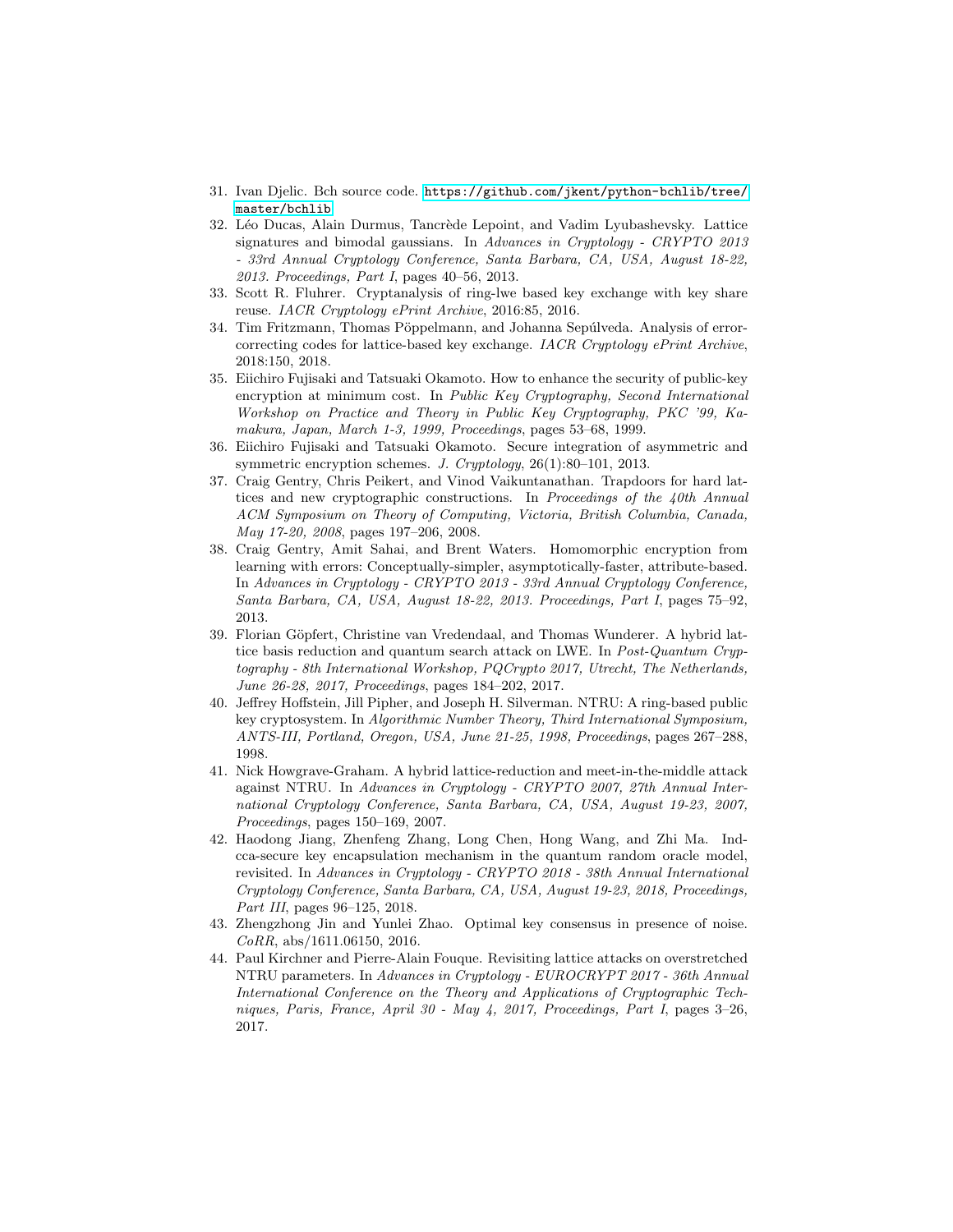31. Ivan Djelic. Bch source code. https://github.com/jkent/python-bchlib/tree/master/bchlib
32. Léo Ducas, Alain Durmus, Tancrède Lepoint, and Vadim Lyubashevsky. Lattice signatures and bimodal gaussians. In *Advances in Cryptology - CRYPTO 2013 - 33rd Annual Cryptology Conference, Santa Barbara, CA, USA, August 18-22, 2013. Proceedings, Part I*, pages 40–56, 2013.
33. Scott R. Fluhrer. Cryptanalysis of ring-lwe based key exchange with key share reuse. *IACR Cryptology ePrint Archive*, 2016:85, 2016.
34. Tim Fritzmann, Thomas Pöppelmann, and Johanna Sepúlveda. Analysis of error-correcting codes for lattice-based key exchange. *IACR Cryptology ePrint Archive*, 2018:150, 2018.
35. Eiichiro Fujisaki and Tatsuaki Okamoto. How to enhance the security of public-key encryption at minimum cost. In *Public Key Cryptography, Second International Workshop on Practice and Theory in Public Key Cryptography, PKC '99, Kamakura, Japan, March 1-3, 1999, Proceedings*, pages 53–68, 1999.
36. Eiichiro Fujisaki and Tatsuaki Okamoto. Secure integration of asymmetric and symmetric encryption schemes. *J. Cryptology*, 26(1):80–101, 2013.
37. Craig Gentry, Chris Peikert, and Vinod Vaikuntanathan. Trapdoors for hard lattices and new cryptographic constructions. In *Proceedings of the 40th Annual ACM Symposium on Theory of Computing, Victoria, British Columbia, Canada, May 17-20, 2008*, pages 197–206, 2008.
38. Craig Gentry, Amit Sahai, and Brent Waters. Homomorphic encryption from learning with errors: Conceptually-simpler, asymptotically-faster, attribute-based. In *Advances in Cryptology - CRYPTO 2013 - 33rd Annual Cryptology Conference, Santa Barbara, CA, USA, August 18-22, 2013. Proceedings, Part I*, pages 75–92, 2013.
39. Florian Göpfert, Christine van Vredendaal, and Thomas Wunderer. A hybrid lattice basis reduction and quantum search attack on LWE. In *Post-Quantum Cryptography - 8th International Workshop, PQCrypto 2017, Utrecht, The Netherlands, June 26-28, 2017, Proceedings*, pages 184–202, 2017.
40. Jeffrey Hoffstein, Jill Pipher, and Joseph H. Silverman. NTRU: A ring-based public key cryptosystem. In *Algorithmic Number Theory, Third International Symposium, ANTS-III, Portland, Oregon, USA, June 21-25, 1998, Proceedings*, pages 267–288, 1998.
41. Nick Howgrave-Graham. A hybrid lattice-reduction and meet-in-the-middle attack against NTRU. In *Advances in Cryptology - CRYPTO 2007, 27th Annual International Cryptology Conference, Santa Barbara, CA, USA, August 19-23, 2007, Proceedings*, pages 150–169, 2007.
42. Haodong Jiang, Zhenfeng Zhang, Long Chen, Hong Wang, and Zhi Ma. Ind-cca-secure key encapsulation mechanism in the quantum random oracle model, revisited. In *Advances in Cryptology - CRYPTO 2018 - 38th Annual International Cryptology Conference, Santa Barbara, CA, USA, August 19-23, 2018, Proceedings, Part III*, pages 96–125, 2018.
43. Zhengzhong Jin and Yunlei Zhao. Optimal key consensus in presence of noise. *CoRR*, abs/1611.06150, 2016.
44. Paul Kirchner and Pierre-Alain Fouque. Revisiting lattice attacks on overstretched NTRU parameters. In *Advances in Cryptology - EUROCRYPT 2017 - 36th Annual International Conference on the Theory and Applications of Cryptographic Techniques, Paris, France, April 30 - May 4, 2017, Proceedings, Part I*, pages 3–26, 2017.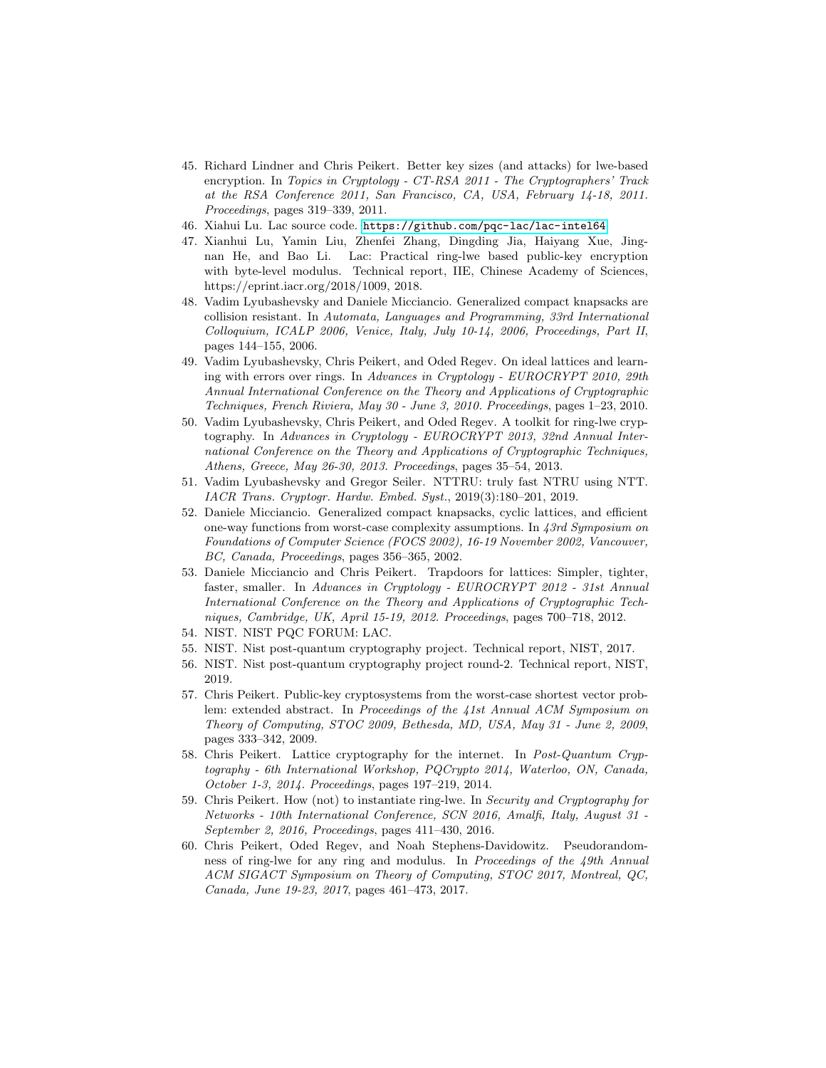45. Richard Lindner and Chris Peikert. Better key sizes (and attacks) for lwe-based encryption. In *Topics in Cryptology - CT-RSA 2011 - The Cryptographers' Track at the RSA Conference 2011, San Francisco, CA, USA, February 14-18, 2011. Proceedings*, pages 319–339, 2011.
46. Xiahui Lu. Lac source code. https://github.com/pqc-lac/lac-intel64
47. Xianhui Lu, Yamin Liu, Zhenfei Zhang, Dingding Jia, Haiyang Xue, Jingnan He, and Bao Li. Lac: Practical ring-lwe based public-key encryption with byte-level modulus. Technical report, IIE, Chinese Academy of Sciences, https://eprint.iacr.org/2018/1009, 2018.
48. Vadim Lyubashevsky and Daniele Micciancio. Generalized compact knapsacks are collision resistant. In *Automata, Languages and Programming, 33rd International Colloquium, ICALP 2006, Venice, Italy, July 10-14, 2006, Proceedings, Part II*, pages 144–155, 2006.
49. Vadim Lyubashevsky, Chris Peikert, and Oded Regev. On ideal lattices and learning with errors over rings. In *Advances in Cryptology - EUROCRYPT 2010, 29th Annual International Conference on the Theory and Applications of Cryptographic Techniques, French Riviera, May 30 - June 3, 2010. Proceedings*, pages 1–23, 2010.
50. Vadim Lyubashevsky, Chris Peikert, and Oded Regev. A toolkit for ring-lwe cryptography. In *Advances in Cryptology - EUROCRYPT 2013, 32nd Annual International Conference on the Theory and Applications of Cryptographic Techniques, Athens, Greece, May 26-30, 2013. Proceedings*, pages 35–54, 2013.
51. Vadim Lyubashevsky and Gregor Seiler. NTTRU: truly fast NTRU using NTT. *IACR Trans. Cryptogr. Hardw. Embed. Syst.*, 2019(3):180–201, 2019.
52. Daniele Micciancio. Generalized compact knapsacks, cyclic lattices, and efficient one-way functions from worst-case complexity assumptions. In *43rd Symposium on Foundations of Computer Science (FOCS 2002), 16-19 November 2002, Vancouver, BC, Canada, Proceedings*, pages 356–365, 2002.
53. Daniele Micciancio and Chris Peikert. Trapdoors for lattices: Simpler, tighter, faster, smaller. In *Advances in Cryptology - EUROCRYPT 2012 - 31st Annual International Conference on the Theory and Applications of Cryptographic Techniques, Cambridge, UK, April 15-19, 2012. Proceedings*, pages 700–718, 2012.
54. NIST. NIST PQC FORUM: LAC.
55. NIST. Nist post-quantum cryptography project. Technical report, NIST, 2017.
56. NIST. Nist post-quantum cryptography project round-2. Technical report, NIST, 2019.
57. Chris Peikert. Public-key cryptosystems from the worst-case shortest vector problem: extended abstract. In *Proceedings of the 41st Annual ACM Symposium on Theory of Computing, STOC 2009, Bethesda, MD, USA, May 31 - June 2, 2009*, pages 333–342, 2009.
58. Chris Peikert. Lattice cryptography for the internet. In *Post-Quantum Cryptography - 6th International Workshop, PQCrypto 2014, Waterloo, ON, Canada, October 1-3, 2014. Proceedings*, pages 197–219, 2014.
59. Chris Peikert. How (not) to instantiate ring-lwe. In *Security and Cryptography for Networks - 10th International Conference, SCN 2016, Amalfi, Italy, August 31 - September 2, 2016, Proceedings*, pages 411–430, 2016.
60. Chris Peikert, Oded Regev, and Noah Stephens-Davidowitz. Pseudorandomness of ring-lwe for any ring and modulus. In *Proceedings of the 49th Annual ACM SIGACT Symposium on Theory of Computing, STOC 2017, Montreal, QC, Canada, June 19-23, 2017*, pages 461–473, 2017.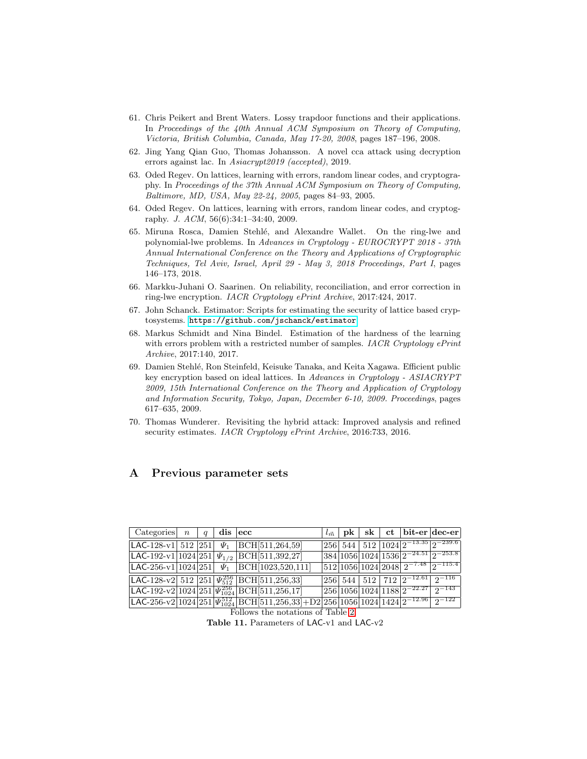61. Chris Peikert and Brent Waters. Lossy trapdoor functions and their applications. In *Proceedings of the 40th Annual ACM Symposium on Theory of Computing, Victoria, British Columbia, Canada, May 17-20, 2008*, pages 187–196, 2008.
62. Jing Yang Qian Guo, Thomas Johansson. A novel cca attack using decryption errors against lac. In *Asiacrypt2019 (accepted)*, 2019.
63. Oded Regev. On lattices, learning with errors, random linear codes, and cryptography. In *Proceedings of the 37th Annual ACM Symposium on Theory of Computing, Baltimore, MD, USA, May 22-24, 2005*, pages 84–93, 2005.
64. Oded Regev. On lattices, learning with errors, random linear codes, and cryptography. *J. ACM*, 56(6):34:1–34:40, 2009.
65. Miruna Rosca, Damien Stehlé, and Alexandre Wallet. On the ring-lwe and polynomial-lwe problems. In *Advances in Cryptology - EUROCRYPT 2018 - 37th Annual International Conference on the Theory and Applications of Cryptographic Techniques, Tel Aviv, Israel, April 29 - May 3, 2018 Proceedings, Part I*, pages 146–173, 2018.
66. Markku-Juhani O. Saarinen. On reliability, reconciliation, and error correction in ring-lwe encryption. *IACR Cryptology ePrint Archive*, 2017:424, 2017.
67. John Schanck. Estimator: Scripts for estimating the security of lattice based cryptosystems. https://github.com/jschanck/estimator.
68. Markus Schmidt and Nina Bindel. Estimation of the hardness of the learning with errors problem with a restricted number of samples. *IACR Cryptology ePrint Archive*, 2017:140, 2017.
69. Damien Stehlé, Ron Steinfeld, Keisuke Tanaka, and Keita Xagawa. Efficient public key encryption based on ideal lattices. In *Advances in Cryptology - ASIACRYPT 2009, 15th International Conference on the Theory and Application of Cryptology and Information Security, Tokyo, Japan, December 6-10, 2009. Proceedings*, pages 617–635, 2009.
70. Thomas Wunderer. Revisiting the hybrid attack: Improved analysis and refined security estimates. *IACR Cryptology ePrint Archive*, 2016:733, 2016.

# A Previous parameter sets

| Categories | $n$ | $q$ | **dis** | **ecc** | $l_{\hat{m}}$ | **pk** | **sk** | **ct** | **bit-er** | **dec-er** |
|---|---|---|---|---|---|---|---|---|---|---|
| LAC-128-v1 | 512 | 251 | $\Psi_1$ | BCH[511,264,59] | 256 | 544 | 512 | 1024 | $2^{-13.35}$ | $2^{-239.6}$ |
| LAC-192-v1 | 1024 | 251 | $\Psi_{1/2}$ | BCH[511,392,27] | 384 | 1056 | 1024 | 1536 | $2^{-24.51}$ | $2^{-253.8}$ |
| LAC-256-v1 | 1024 | 251 | $\Psi_1$ | BCH[1023,520,111] | 512 | 1056 | 1024 | 2048 | $2^{-7.48}$ | $2^{-115.4}$ |
| LAC-128-v2 | 512 | 251 | $\Psi_{512}^{256}$ | BCH[511,256,33] | 256 | 544 | 512 | 712 | $2^{-12.61}$ | $2^{-116}$ |
| LAC-192-v2 | 1024 | 251 | $\Psi_{1024}^{256}$ | BCH[511,256,17] | 256 | 1056 | 1024 | 1188 | $2^{-22.27}$ | $2^{-143}$ |
| LAC-256-v2 | 1024 | 251 | $\Psi_{1024}^{512}$ | BCH[511,256,33]+D2 | 256 | 1056 | 1024 | 1424 | $2^{-12.96}$ | $2^{-122}$ |

Follows the notations of Table 2.

**Table 11.** Parameters of LAC-v1 and LAC-v2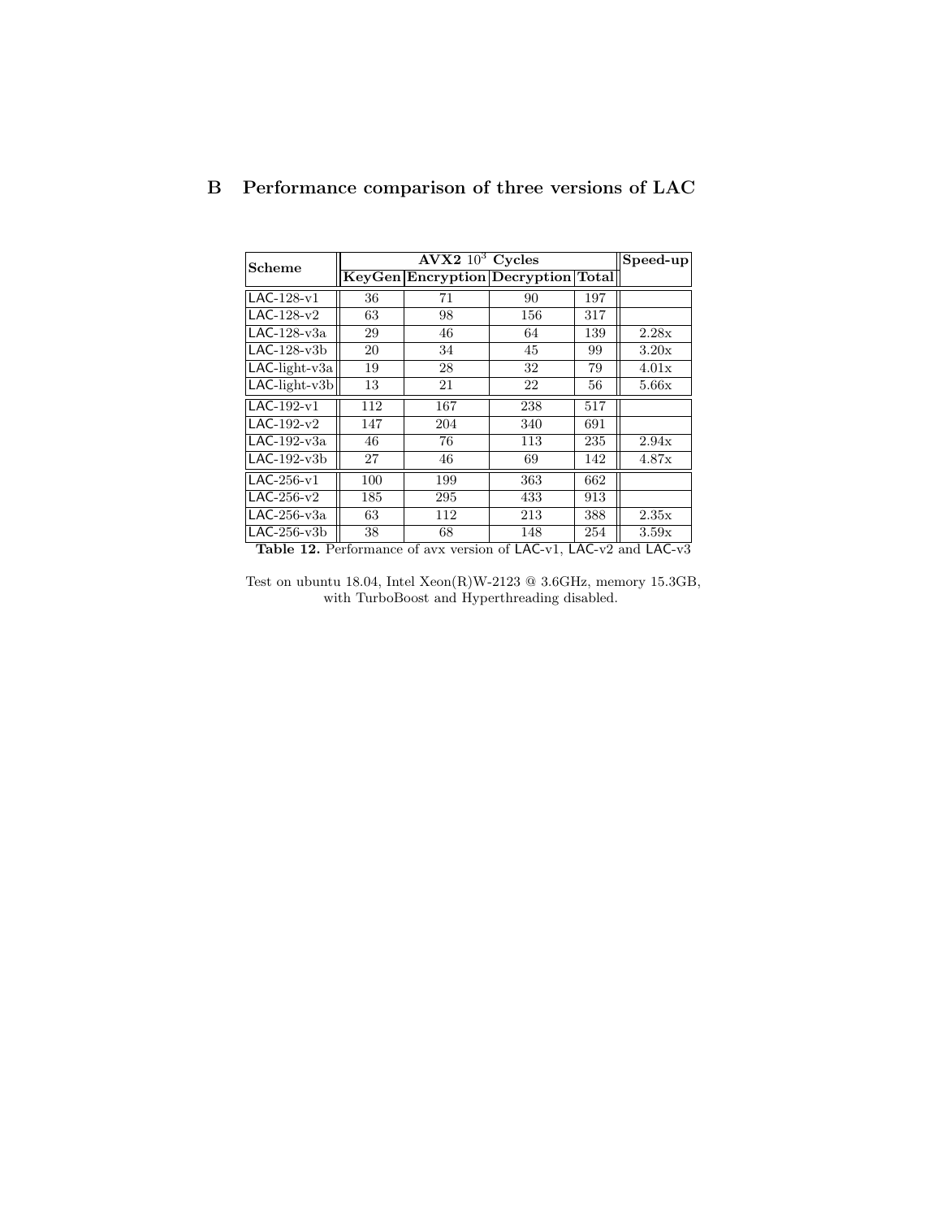## B Performance comparison of three versions of LAC

| Scheme | AVX2 $10^3$ Cycles | | | | Speed-up |
|---|---|---|---|---|---|
| | KeyGen | Encryption | Decryption | Total | |
| LAC-128-v1 | 36 | 71 | 90 | 197 | |
| LAC-128-v2 | 63 | 98 | 156 | 317 | |
| LAC-128-v3a | 29 | 46 | 64 | 139 | 2.28x |
| LAC-128-v3b | 20 | 34 | 45 | 99 | 3.20x |
| LAC-light-v3a | 19 | 28 | 32 | 79 | 4.01x |
| LAC-light-v3b | 13 | 21 | 22 | 56 | 5.66x |
| LAC-192-v1 | 112 | 167 | 238 | 517 | |
| LAC-192-v2 | 147 | 204 | 340 | 691 | |
| LAC-192-v3a | 46 | 76 | 113 | 235 | 2.94x |
| LAC-192-v3b | 27 | 46 | 69 | 142 | 4.87x |
| LAC-256-v1 | 100 | 199 | 363 | 662 | |
| LAC-256-v2 | 185 | 295 | 433 | 913 | |
| LAC-256-v3a | 63 | 112 | 213 | 388 | 2.35x |
| LAC-256-v3b | 38 | 68 | 148 | 254 | 3.59x |

**Table 12.** Performance of avx version of LAC-v1, LAC-v2 and LAC-v3

Test on ubuntu 18.04, Intel Xeon(R)W-2123 @ 3.6GHz, memory 15.3GB, with TurboBoost and Hyperthreading disabled.